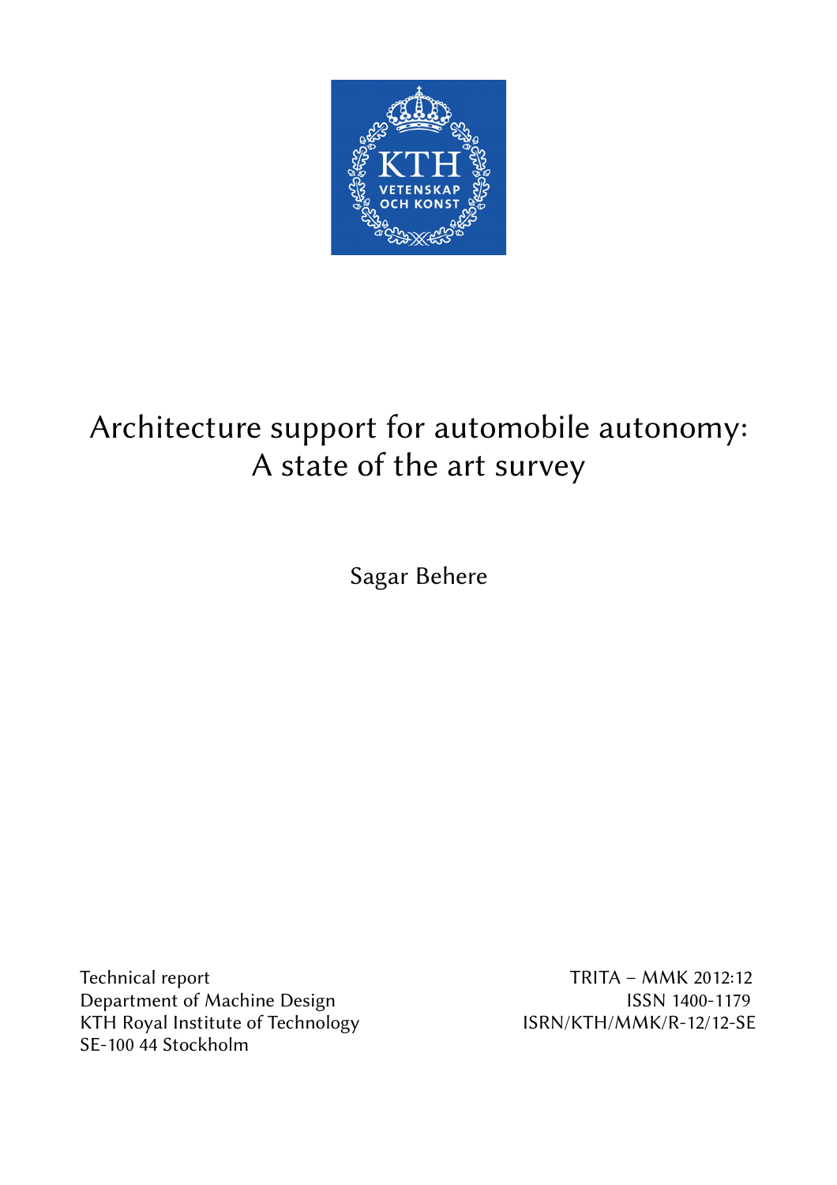# Architecture support for automobile autonomy: A state of the art survey

Sagar Behere

Technical report
Department of Machine Design
KTH Royal Institute of Technology
SE-100 44 Stockholm

TRITA – MMK 2012:12
ISSN 1400-1179
ISRN/KTH/MMK/R-12/12-SE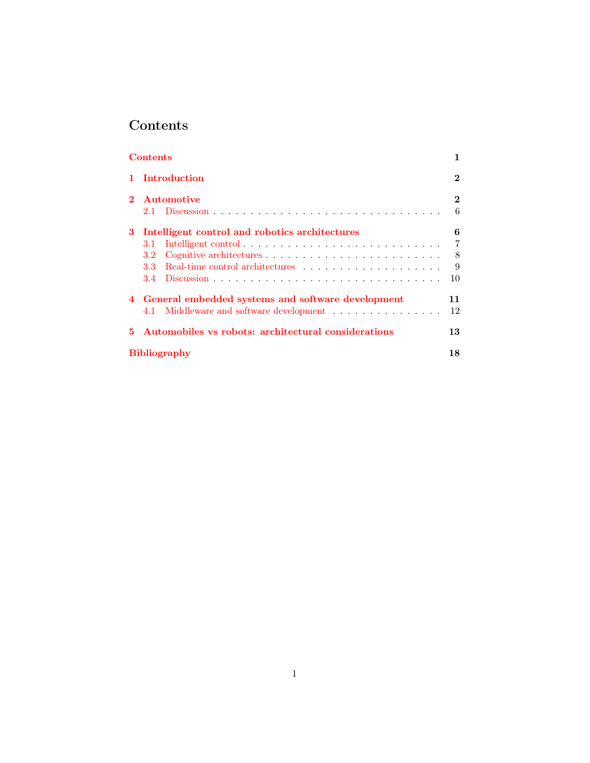# Contents

**Contents** **1**

**1 Introduction** **2**

**2 Automotive** **2**
- 2.1 Discussion . . . . . . . . . . . . . . . . . . . . . . . . . . . . . . 6

**3 Intelligent control and robotics architectures** **6**
- 3.1 Intelligent control . . . . . . . . . . . . . . . . . . . . . . . . . . 7
- 3.2 Cognitive architectures . . . . . . . . . . . . . . . . . . . . . . . 8
- 3.3 Real-time control architectures . . . . . . . . . . . . . . . . . . . 9
- 3.4 Discussion . . . . . . . . . . . . . . . . . . . . . . . . . . . . . . 10

**4 General embedded systems and software development** **11**
- 4.1 Middleware and software development . . . . . . . . . . . . . . . 12

**5 Automobiles vs robots: architectural considerations** **13**

**Bibliography** **18**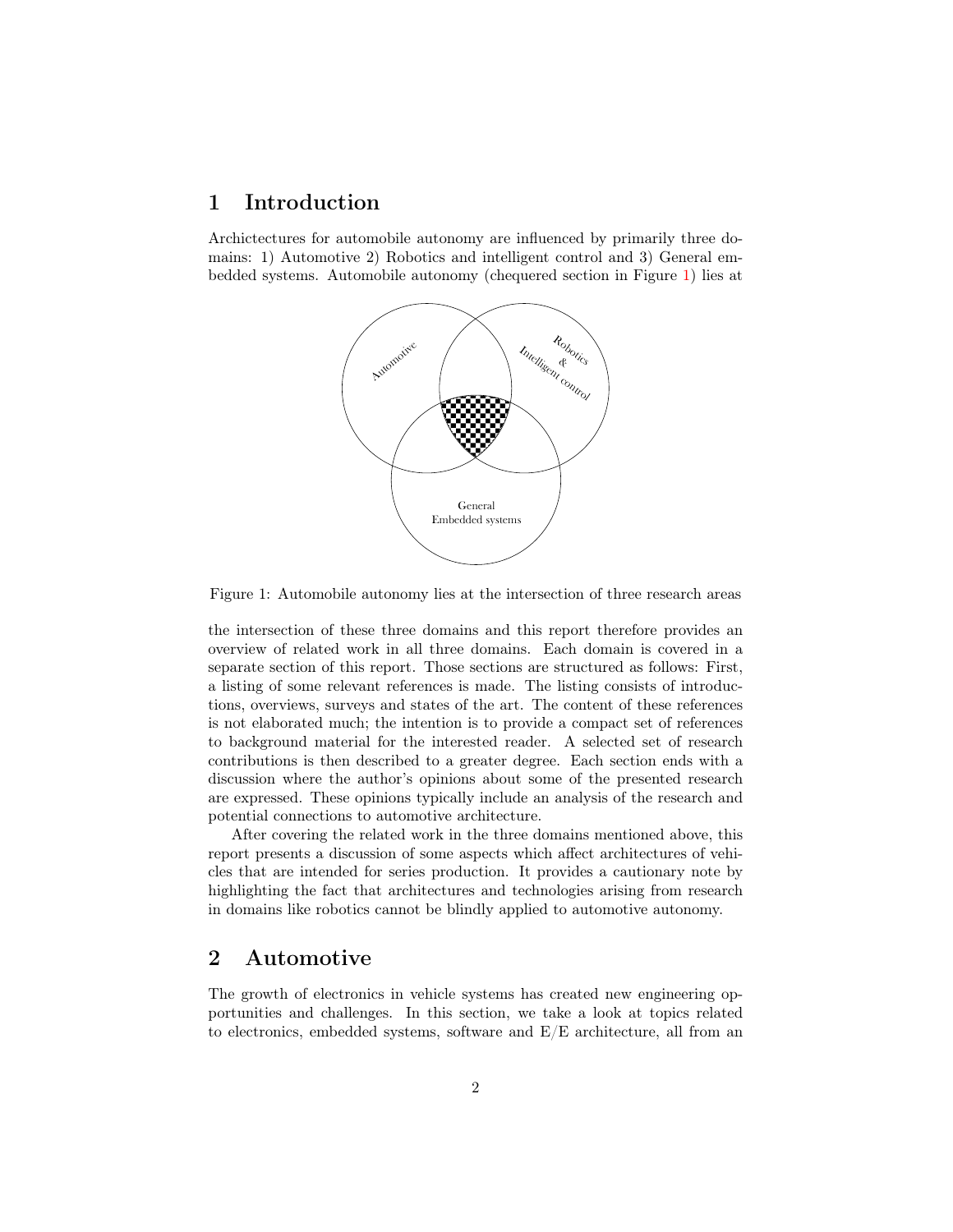# 1 Introduction

Archictectures for automobile autonomy are influenced by primarily three domains: 1) Automotive 2) Robotics and intelligent control and 3) General embedded systems. Automobile autonomy (chequered section in Figure 1) lies at the intersection of these three domains and this report therefore provides an overview of related work in all three domains. Each domain is covered in a separate section of this report. Those sections are structured as follows: First, a listing of some relevant references is made. The listing consists of introductions, overviews, surveys and states of the art. The content of these references is not elaborated much; the intention is to provide a compact set of references to background material for the interested reader. A selected set of research contributions is then described to a greater degree. Each section ends with a discussion where the author's opinions about some of the presented research are expressed. These opinions typically include an analysis of the research and potential connections to automotive architecture.

Figure 1: Automobile autonomy lies at the intersection of three research areas

After covering the related work in the three domains mentioned above, this report presents a discussion of some aspects which affect architectures of vehicles that are intended for series production. It provides a cautionary note by highlighting the fact that architectures and technologies arising from research in domains like robotics cannot be blindly applied to automotive autonomy.

# 2 Automotive

The growth of electronics in vehicle systems has created new engineering opportunities and challenges. In this section, we take a look at topics related to electronics, embedded systems, software and E/E architecture, all from an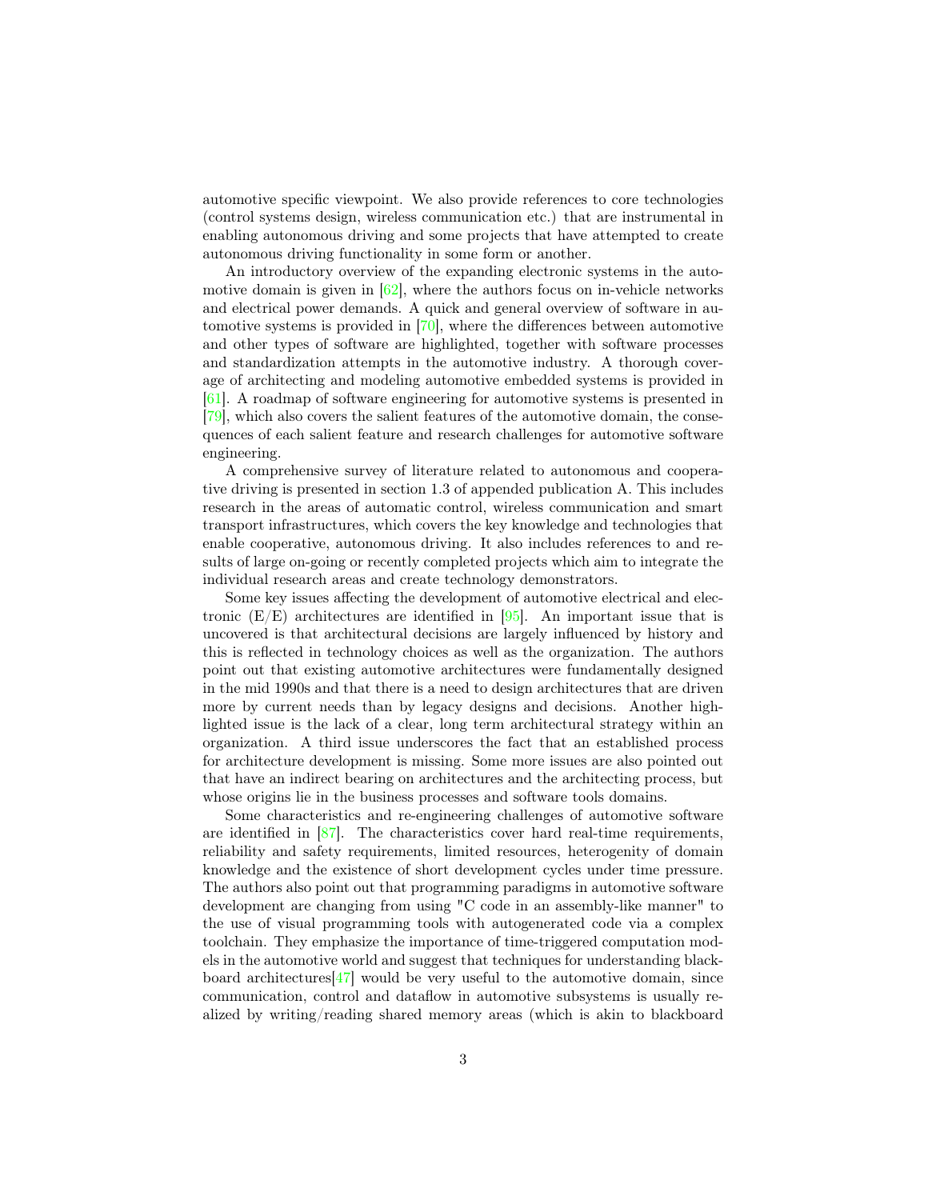automotive specific viewpoint. We also provide references to core technologies (control systems design, wireless communication etc.) that are instrumental in enabling autonomous driving and some projects that have attempted to create autonomous driving functionality in some form or another.

An introductory overview of the expanding electronic systems in the automotive domain is given in [62], where the authors focus on in-vehicle networks and electrical power demands. A quick and general overview of software in automotive systems is provided in [70], where the differences between automotive and other types of software are highlighted, together with software processes and standardization attempts in the automotive industry. A thorough coverage of architecting and modeling automotive embedded systems is provided in [61]. A roadmap of software engineering for automotive systems is presented in [79], which also covers the salient features of the automotive domain, the consequences of each salient feature and research challenges for automotive software engineering.

A comprehensive survey of literature related to autonomous and cooperative driving is presented in section 1.3 of appended publication A. This includes research in the areas of automatic control, wireless communication and smart transport infrastructures, which covers the key knowledge and technologies that enable cooperative, autonomous driving. It also includes references to and results of large on-going or recently completed projects which aim to integrate the individual research areas and create technology demonstrators.

Some key issues affecting the development of automotive electrical and electronic (E/E) architectures are identified in [95]. An important issue that is uncovered is that architectural decisions are largely influenced by history and this is reflected in technology choices as well as the organization. The authors point out that existing automotive architectures were fundamentally designed in the mid 1990s and that there is a need to design architectures that are driven more by current needs than by legacy designs and decisions. Another highlighted issue is the lack of a clear, long term architectural strategy within an organization. A third issue underscores the fact that an established process for architecture development is missing. Some more issues are also pointed out that have an indirect bearing on architectures and the architecting process, but whose origins lie in the business processes and software tools domains.

Some characteristics and re-engineering challenges of automotive software are identified in [87]. The characteristics cover hard real-time requirements, reliability and safety requirements, limited resources, heterogenity of domain knowledge and the existence of short development cycles under time pressure. The authors also point out that programming paradigms in automotive software development are changing from using "C code in an assembly-like manner" to the use of visual programming tools with autogenerated code via a complex toolchain. They emphasize the importance of time-triggered computation models in the automotive world and suggest that techniques for understanding blackboard architectures[47] would be very useful to the automotive domain, since communication, control and dataflow in automotive subsystems is usually realized by writing/reading shared memory areas (which is akin to blackboard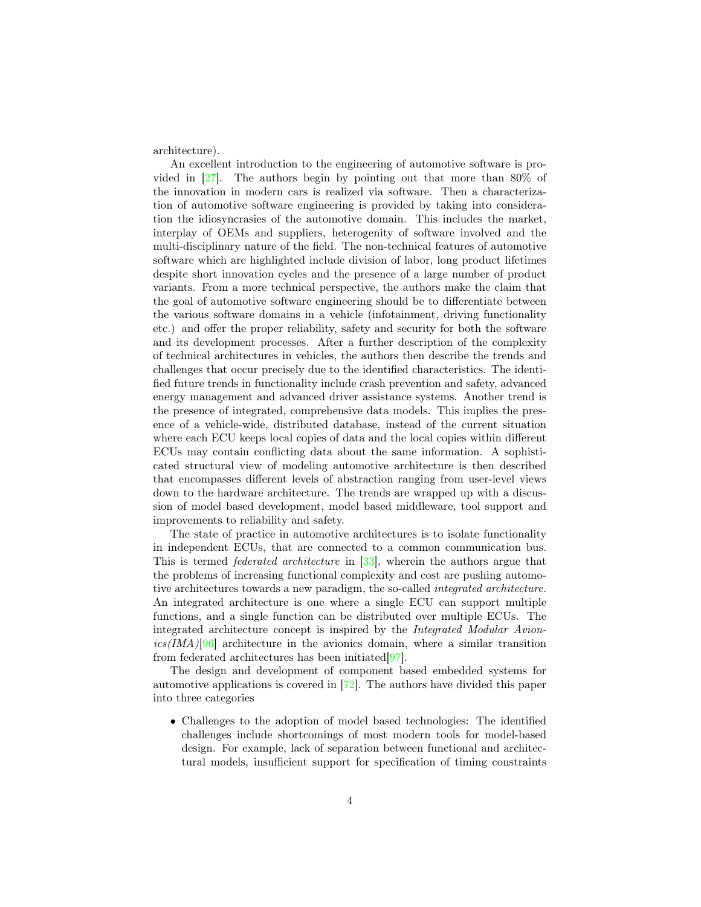architecture).

An excellent introduction to the engineering of automotive software is provided in [27]. The authors begin by pointing out that more than 80% of the innovation in modern cars is realized via software. Then a characterization of automotive software engineering is provided by taking into consideration the idiosyncrasies of the automotive domain. This includes the market, interplay of OEMs and suppliers, heterogenity of software involved and the multi-disciplinary nature of the field. The non-technical features of automotive software which are highlighted include division of labor, long product lifetimes despite short innovation cycles and the presence of a large number of product variants. From a more technical perspective, the authors make the claim that the goal of automotive software engineering should be to differentiate between the various software domains in a vehicle (infotainment, driving functionality etc.) and offer the proper reliability, safety and security for both the software and its development processes. After a further description of the complexity of technical architectures in vehicles, the authors then describe the trends and challenges that occur precisely due to the identified characteristics. The identified future trends in functionality include crash prevention and safety, advanced energy management and advanced driver assistance systems. Another trend is the presence of integrated, comprehensive data models. This implies the presence of a vehicle-wide, distributed database, instead of the current situation where each ECU keeps local copies of data and the local copies within different ECUs may contain conflicting data about the same information. A sophisticated structural view of modeling automotive architecture is then described that encompasses different levels of abstraction ranging from user-level views down to the hardware architecture. The trends are wrapped up with a discussion of model based development, model based middleware, tool support and improvements to reliability and safety.

The state of practice in automotive architectures is to isolate functionality in independent ECUs, that are connected to a common communication bus. This is termed *federated architecture* in [33], wherein the authors argue that the problems of increasing functional complexity and cost are pushing automotive architectures towards a new paradigm, the so-called *integrated architecture.* An integrated architecture is one where a single ECU can support multiple functions, and a single function can be distributed over multiple ECUs. The integrated architecture concept is inspired by the *Integrated Modular Avionics(IMA)*[96] architecture in the avionics domain, where a similar transition from federated architectures has been initiated[97].

The design and development of component based embedded systems for automotive applications is covered in [72]. The authors have divided this paper into three categories

- Challenges to the adoption of model based technologies: The identified challenges include shortcomings of most modern tools for model-based design. For example, lack of separation between functional and architectural models, insufficient support for specification of timing constraints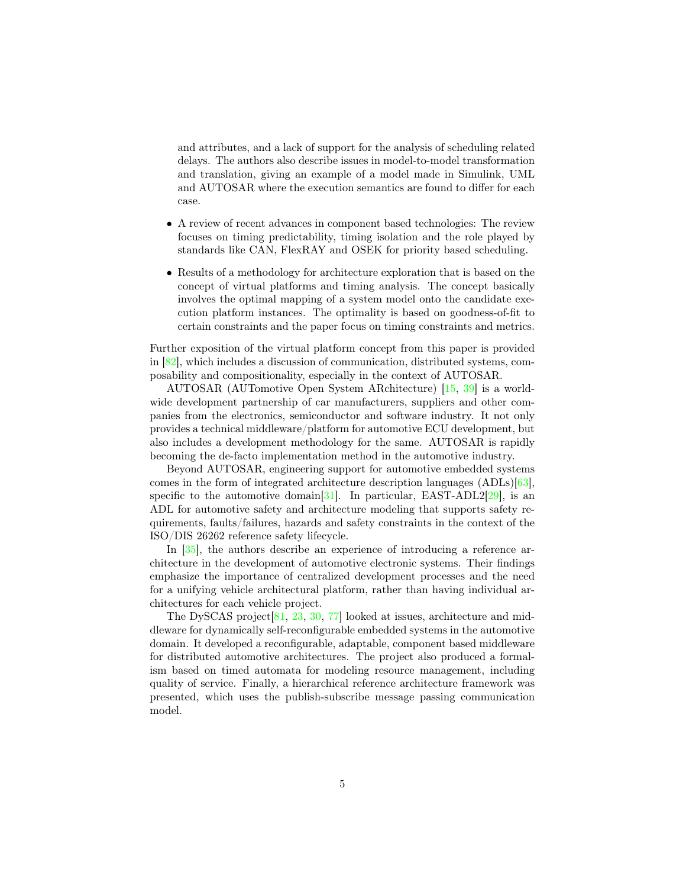and attributes, and a lack of support for the analysis of scheduling related delays. The authors also describe issues in model-to-model transformation and translation, giving an example of a model made in Simulink, UML and AUTOSAR where the execution semantics are found to differ for each case.

- A review of recent advances in component based technologies: The review focuses on timing predictability, timing isolation and the role played by standards like CAN, FlexRAY and OSEK for priority based scheduling.
- Results of a methodology for architecture exploration that is based on the concept of virtual platforms and timing analysis. The concept basically involves the optimal mapping of a system model onto the candidate execution platform instances. The optimality is based on goodness-of-fit to certain constraints and the paper focus on timing constraints and metrics.

Further exposition of the virtual platform concept from this paper is provided in [82], which includes a discussion of communication, distributed systems, composability and compositionality, especially in the context of AUTOSAR.

AUTOSAR (AUTomotive Open System ARchitecture) [15, 39] is a worldwide development partnership of car manufacturers, suppliers and other companies from the electronics, semiconductor and software industry. It not only provides a technical middleware/platform for automotive ECU development, but also includes a development methodology for the same. AUTOSAR is rapidly becoming the de-facto implementation method in the automotive industry.

Beyond AUTOSAR, engineering support for automotive embedded systems comes in the form of integrated architecture description languages (ADLs)[63], specific to the automotive domain[31]. In particular, EAST-ADL2[29], is an ADL for automotive safety and architecture modeling that supports safety requirements, faults/failures, hazards and safety constraints in the context of the ISO/DIS 26262 reference safety lifecycle.

In [35], the authors describe an experience of introducing a reference architecture in the development of automotive electronic systems. Their findings emphasize the importance of centralized development processes and the need for a unifying vehicle architectural platform, rather than having individual architectures for each vehicle project.

The DySCAS project[81, 23, 30, 77] looked at issues, architecture and middleware for dynamically self-reconfigurable embedded systems in the automotive domain. It developed a reconfigurable, adaptable, component based middleware for distributed automotive architectures. The project also produced a formalism based on timed automata for modeling resource management, including quality of service. Finally, a hierarchical reference architecture framework was presented, which uses the publish-subscribe message passing communication model.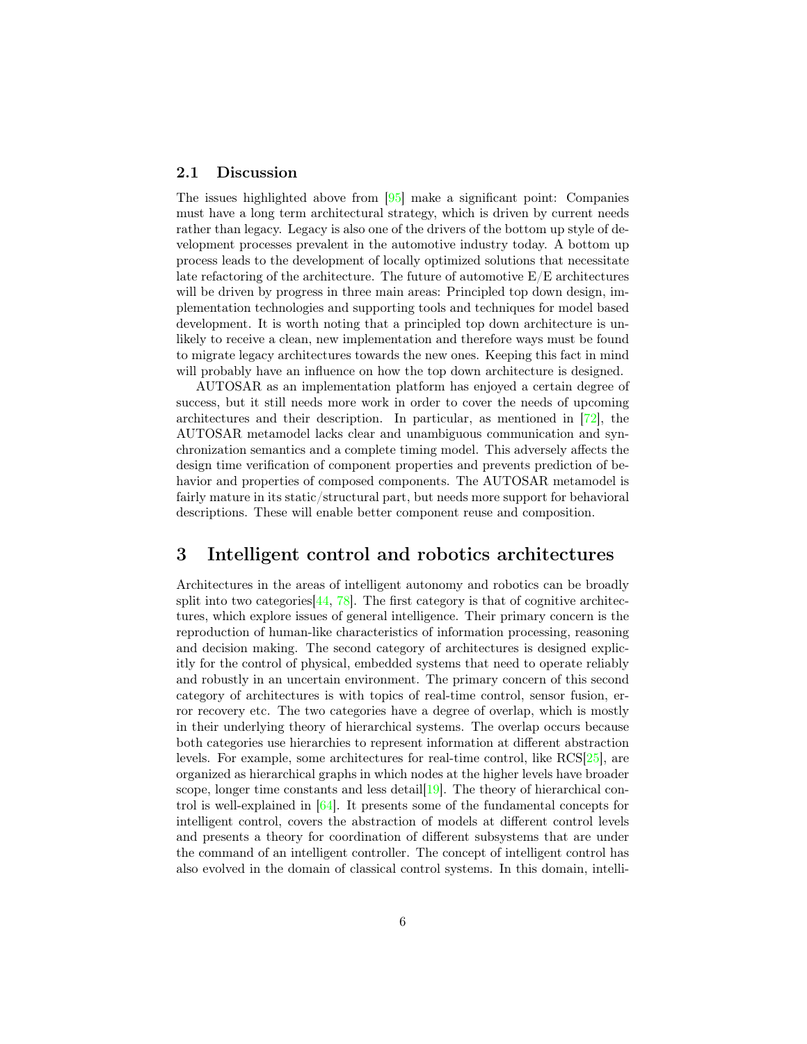### 2.1 Discussion

The issues highlighted above from [95] make a significant point: Companies must have a long term architectural strategy, which is driven by current needs rather than legacy. Legacy is also one of the drivers of the bottom up style of development processes prevalent in the automotive industry today. A bottom up process leads to the development of locally optimized solutions that necessitate late refactoring of the architecture. The future of automotive E/E architectures will be driven by progress in three main areas: Principled top down design, implementation technologies and supporting tools and techniques for model based development. It is worth noting that a principled top down architecture is unlikely to receive a clean, new implementation and therefore ways must be found to migrate legacy architectures towards the new ones. Keeping this fact in mind will probably have an influence on how the top down architecture is designed.

AUTOSAR as an implementation platform has enjoyed a certain degree of success, but it still needs more work in order to cover the needs of upcoming architectures and their description. In particular, as mentioned in [72], the AUTOSAR metamodel lacks clear and unambiguous communication and synchronization semantics and a complete timing model. This adversely affects the design time verification of component properties and prevents prediction of behavior and properties of composed components. The AUTOSAR metamodel is fairly mature in its static/structural part, but needs more support for behavioral descriptions. These will enable better component reuse and composition.

## 3 Intelligent control and robotics architectures

Architectures in the areas of intelligent autonomy and robotics can be broadly split into two categories[44, 78]. The first category is that of cognitive architectures, which explore issues of general intelligence. Their primary concern is the reproduction of human-like characteristics of information processing, reasoning and decision making. The second category of architectures is designed explicitly for the control of physical, embedded systems that need to operate reliably and robustly in an uncertain environment. The primary concern of this second category of architectures is with topics of real-time control, sensor fusion, error recovery etc. The two categories have a degree of overlap, which is mostly in their underlying theory of hierarchical systems. The overlap occurs because both categories use hierarchies to represent information at different abstraction levels. For example, some architectures for real-time control, like RCS[25], are organized as hierarchical graphs in which nodes at the higher levels have broader scope, longer time constants and less detail[19]. The theory of hierarchical control is well-explained in [64]. It presents some of the fundamental concepts for intelligent control, covers the abstraction of models at different control levels and presents a theory for coordination of different subsystems that are under the command of an intelligent controller. The concept of intelligent control has also evolved in the domain of classical control systems. In this domain, intelli-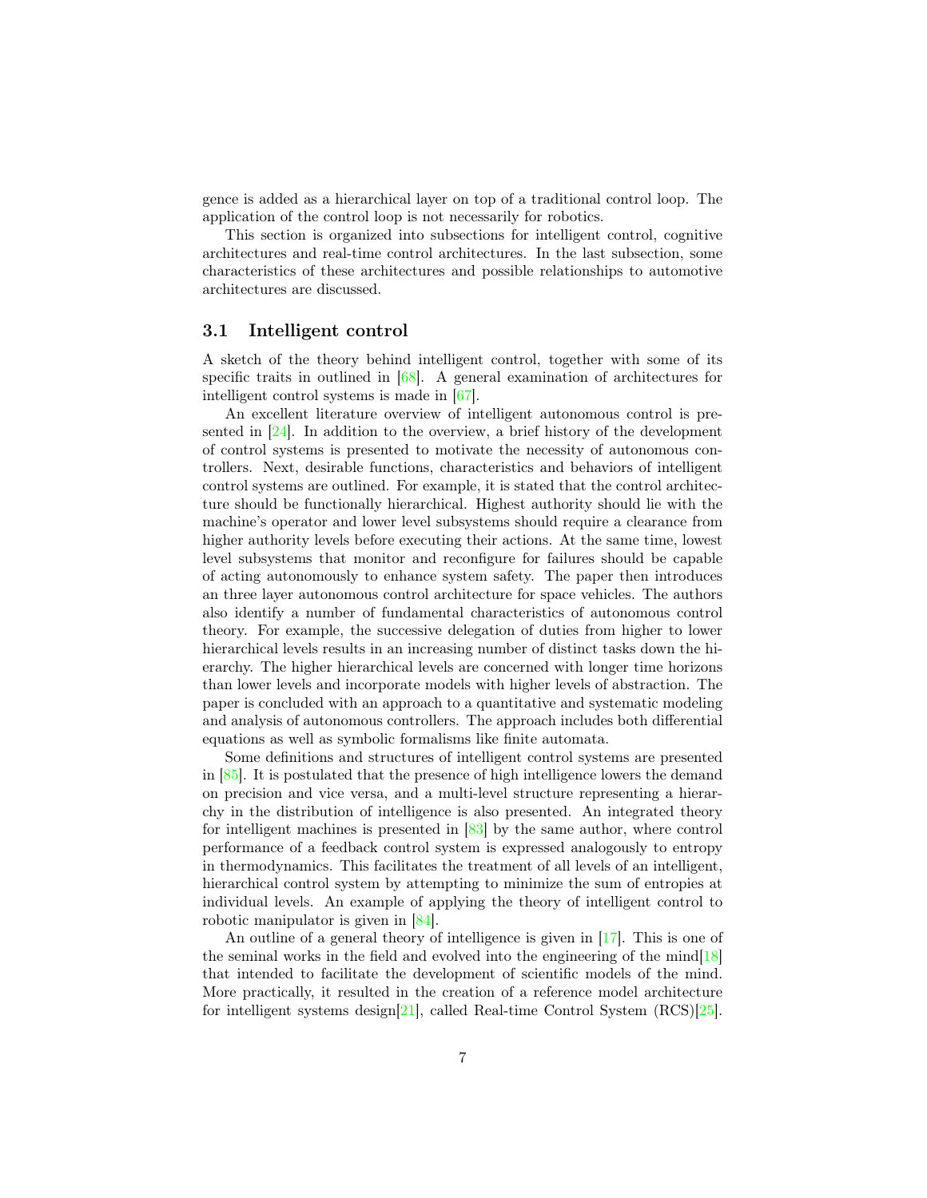gence is added as a hierarchical layer on top of a traditional control loop. The application of the control loop is not necessarily for robotics.

This section is organized into subsections for intelligent control, cognitive architectures and real-time control architectures. In the last subsection, some characteristics of these architectures and possible relationships to automotive architectures are discussed.

## 3.1 Intelligent control

A sketch of the theory behind intelligent control, together with some of its specific traits in outlined in [68]. A general examination of architectures for intelligent control systems is made in [67].

An excellent literature overview of intelligent autonomous control is presented in [24]. In addition to the overview, a brief history of the development of control systems is presented to motivate the necessity of autonomous controllers. Next, desirable functions, characteristics and behaviors of intelligent control systems are outlined. For example, it is stated that the control architecture should be functionally hierarchical. Highest authority should lie with the machine's operator and lower level subsystems should require a clearance from higher authority levels before executing their actions. At the same time, lowest level subsystems that monitor and reconfigure for failures should be capable of acting autonomously to enhance system safety. The paper then introduces an three layer autonomous control architecture for space vehicles. The authors also identify a number of fundamental characteristics of autonomous control theory. For example, the successive delegation of duties from higher to lower hierarchical levels results in an increasing number of distinct tasks down the hierarchy. The higher hierarchical levels are concerned with longer time horizons than lower levels and incorporate models with higher levels of abstraction. The paper is concluded with an approach to a quantitative and systematic modeling and analysis of autonomous controllers. The approach includes both differential equations as well as symbolic formalisms like finite automata.

Some definitions and structures of intelligent control systems are presented in [85]. It is postulated that the presence of high intelligence lowers the demand on precision and vice versa, and a multi-level structure representing a hierarchy in the distribution of intelligence is also presented. An integrated theory for intelligent machines is presented in [83] by the same author, where control performance of a feedback control system is expressed analogously to entropy in thermodynamics. This facilitates the treatment of all levels of an intelligent, hierarchical control system by attempting to minimize the sum of entropies at individual levels. An example of applying the theory of intelligent control to robotic manipulator is given in [84].

An outline of a general theory of intelligence is given in [17]. This is one of the seminal works in the field and evolved into the engineering of the mind[18] that intended to facilitate the development of scientific models of the mind. More practically, it resulted in the creation of a reference model architecture for intelligent systems design[21], called Real-time Control System (RCS)[25].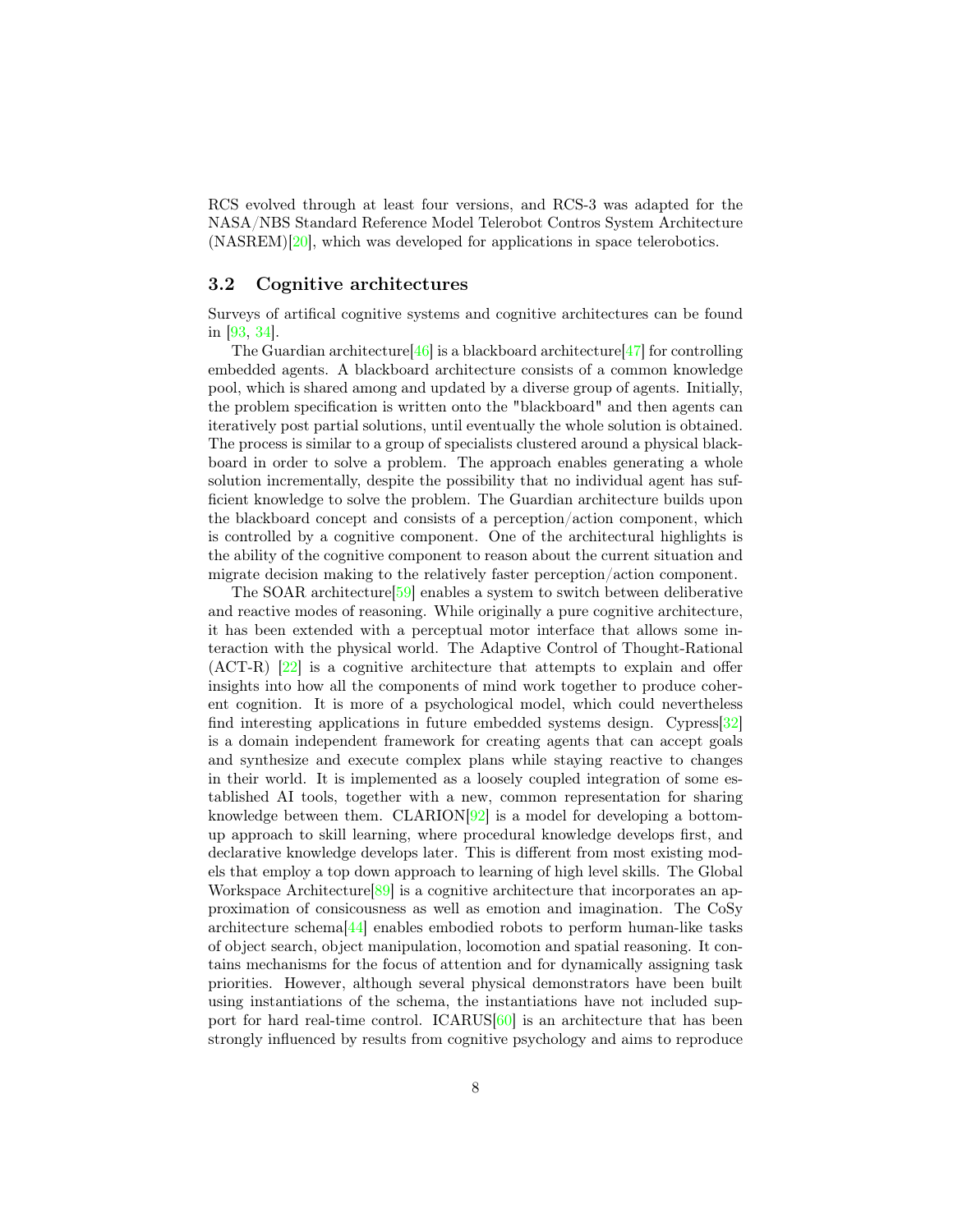RCS evolved through at least four versions, and RCS-3 was adapted for the NASA/NBS Standard Reference Model Telerobot Contros System Architecture (NASREM)[20], which was developed for applications in space telerobotics.

### 3.2 Cognitive architectures

Surveys of artifical cognitive systems and cognitive architectures can be found in [93, 34].

The Guardian architecture[46] is a blackboard architecture[47] for controlling embedded agents. A blackboard architecture consists of a common knowledge pool, which is shared among and updated by a diverse group of agents. Initially, the problem specification is written onto the "blackboard" and then agents can iteratively post partial solutions, until eventually the whole solution is obtained. The process is similar to a group of specialists clustered around a physical blackboard in order to solve a problem. The approach enables generating a whole solution incrementally, despite the possibility that no individual agent has sufficient knowledge to solve the problem. The Guardian architecture builds upon the blackboard concept and consists of a perception/action component, which is controlled by a cognitive component. One of the architectural highlights is the ability of the cognitive component to reason about the current situation and migrate decision making to the relatively faster perception/action component.

The SOAR architecture[59] enables a system to switch between deliberative and reactive modes of reasoning. While originally a pure cognitive architecture, it has been extended with a perceptual motor interface that allows some interaction with the physical world. The Adaptive Control of Thought-Rational (ACT-R) [22] is a cognitive architecture that attempts to explain and offer insights into how all the components of mind work together to produce coherent cognition. It is more of a psychological model, which could nevertheless find interesting applications in future embedded systems design. Cypress[32] is a domain independent framework for creating agents that can accept goals and synthesize and execute complex plans while staying reactive to changes in their world. It is implemented as a loosely coupled integration of some established AI tools, together with a new, common representation for sharing knowledge between them. CLARION[92] is a model for developing a bottom-up approach to skill learning, where procedural knowledge develops first, and declarative knowledge develops later. This is different from most existing models that employ a top down approach to learning of high level skills. The Global Workspace Architecture[89] is a cognitive architecture that incorporates an approximation of consicousness as well as emotion and imagination. The CoSy architecture schema[44] enables embodied robots to perform human-like tasks of object search, object manipulation, locomotion and spatial reasoning. It contains mechanisms for the focus of attention and for dynamically assigning task priorities. However, although several physical demonstrators have been built using instantiations of the schema, the instantiations have not included support for hard real-time control. ICARUS[60] is an architecture that has been strongly influenced by results from cognitive psychology and aims to reproduce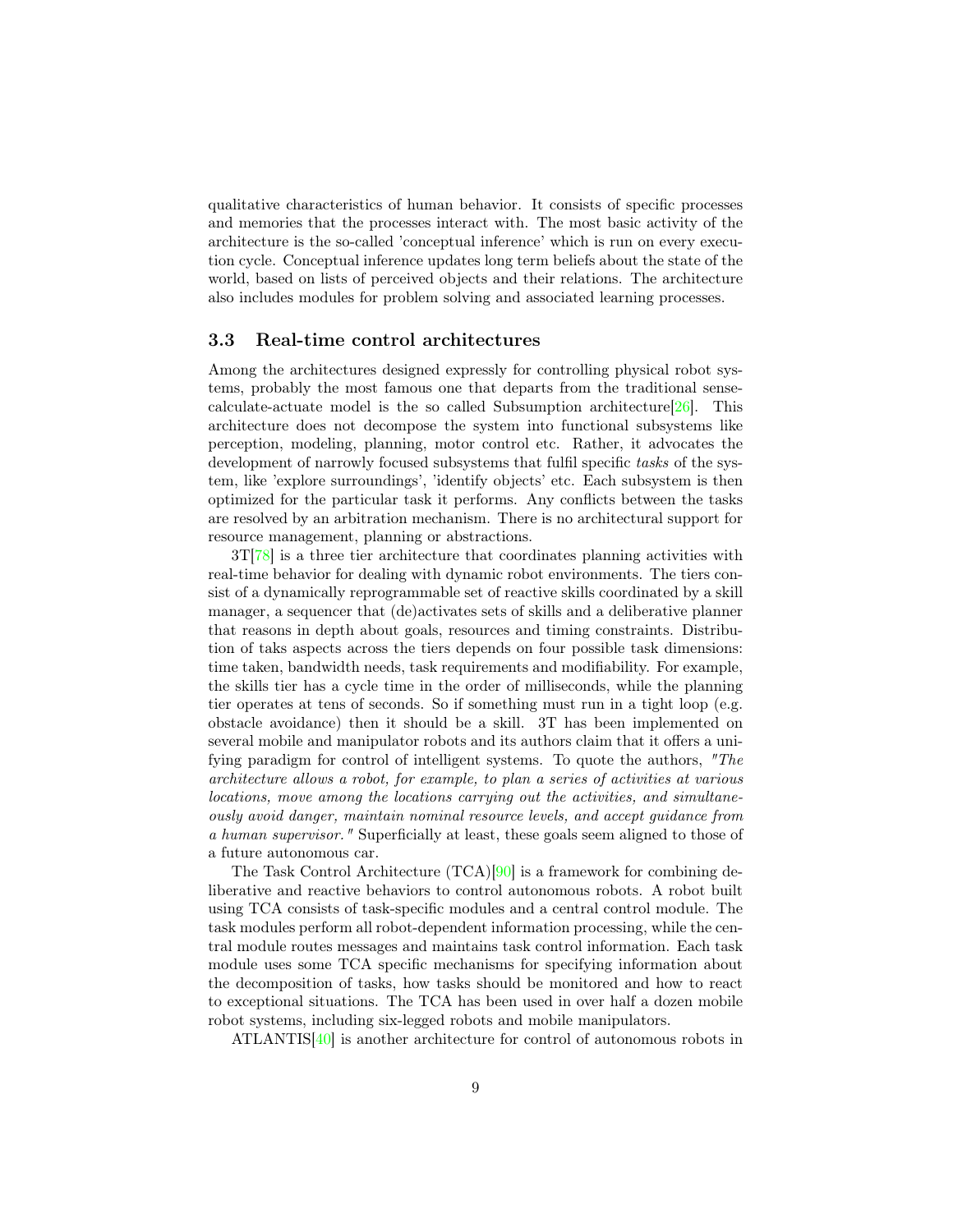qualitative characteristics of human behavior. It consists of specific processes and memories that the processes interact with. The most basic activity of the architecture is the so-called 'conceptual inference' which is run on every execution cycle. Conceptual inference updates long term beliefs about the state of the world, based on lists of perceived objects and their relations. The architecture also includes modules for problem solving and associated learning processes.

### 3.3 Real-time control architectures

Among the architectures designed expressly for controlling physical robot systems, probably the most famous one that departs from the traditional sense-calculate-actuate model is the so called Subsumption architecture[26]. This architecture does not decompose the system into functional subsystems like perception, modeling, planning, motor control etc. Rather, it advocates the development of narrowly focused subsystems that fulfil specific *tasks* of the system, like 'explore surroundings', 'identify objects' etc. Each subsystem is then optimized for the particular task it performs. Any conflicts between the tasks are resolved by an arbitration mechanism. There is no architectural support for resource management, planning or abstractions.

3T[78] is a three tier architecture that coordinates planning activities with real-time behavior for dealing with dynamic robot environments. The tiers consist of a dynamically reprogrammable set of reactive skills coordinated by a skill manager, a sequencer that (de)activates sets of skills and a deliberative planner that reasons in depth about goals, resources and timing constraints. Distribution of taks aspects across the tiers depends on four possible task dimensions: time taken, bandwidth needs, task requirements and modifiability. For example, the skills tier has a cycle time in the order of milliseconds, while the planning tier operates at tens of seconds. So if something must run in a tight loop (e.g. obstacle avoidance) then it should be a skill. 3T has been implemented on several mobile and manipulator robots and its authors claim that it offers a unifying paradigm for control of intelligent systems. To quote the authors, *"The architecture allows a robot, for example, to plan a series of activities at various locations, move among the locations carrying out the activities, and simultaneously avoid danger, maintain nominal resource levels, and accept guidance from a human supervisor."* Superficially at least, these goals seem aligned to those of a future autonomous car.

The Task Control Architecture (TCA)[90] is a framework for combining deliberative and reactive behaviors to control autonomous robots. A robot built using TCA consists of task-specific modules and a central control module. The task modules perform all robot-dependent information processing, while the central module routes messages and maintains task control information. Each task module uses some TCA specific mechanisms for specifying information about the decomposition of tasks, how tasks should be monitored and how to react to exceptional situations. The TCA has been used in over half a dozen mobile robot systems, including six-legged robots and mobile manipulators.

ATLANTIS[40] is another architecture for control of autonomous robots in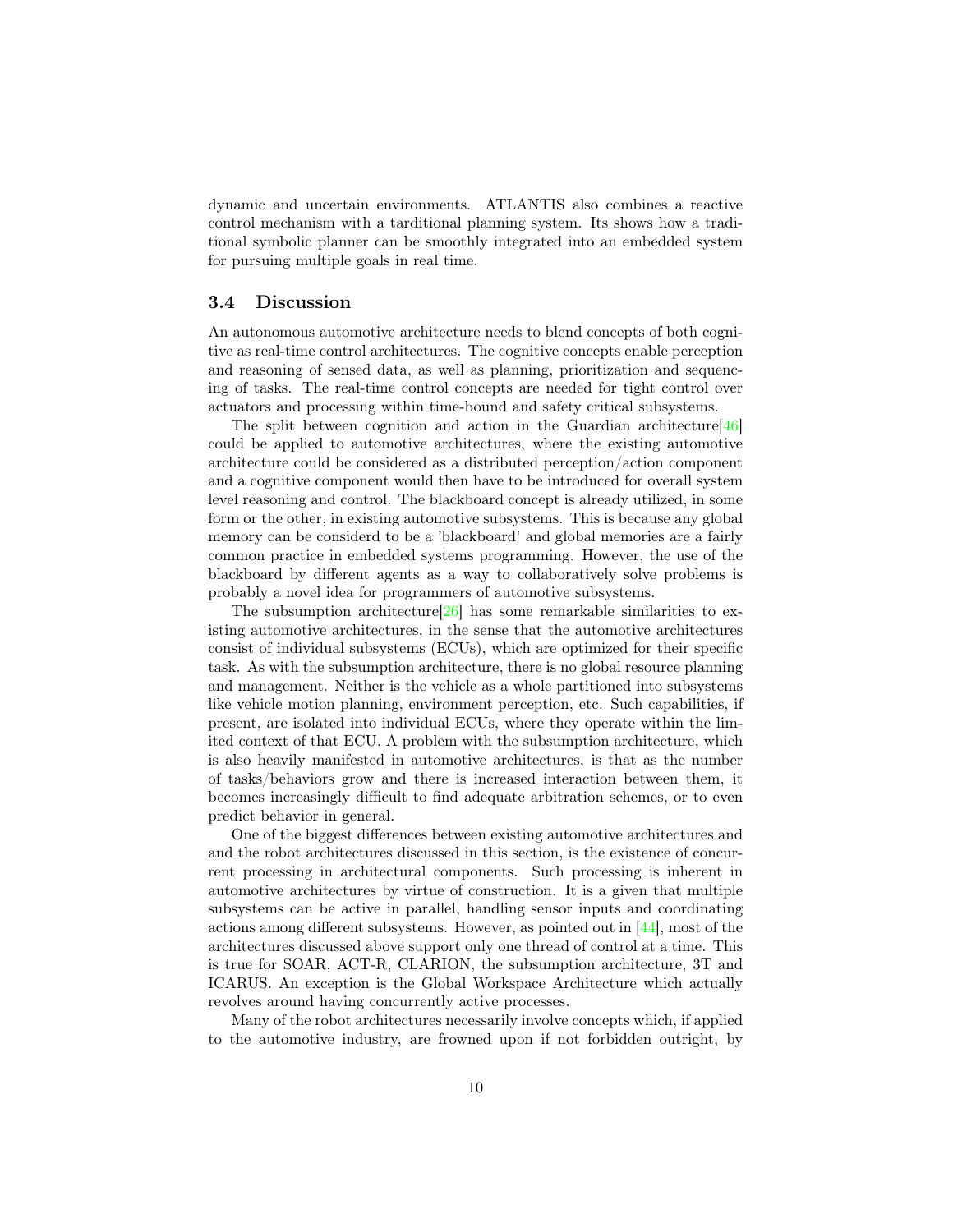dynamic and uncertain environments. ATLANTIS also combines a reactive control mechanism with a tarditional planning system. Its shows how a traditional symbolic planner can be smoothly integrated into an embedded system for pursuing multiple goals in real time.

### 3.4 Discussion

An autonomous automotive architecture needs to blend concepts of both cognitive as real-time control architectures. The cognitive concepts enable perception and reasoning of sensed data, as well as planning, prioritization and sequencing of tasks. The real-time control concepts are needed for tight control over actuators and processing within time-bound and safety critical subsystems.

The split between cognition and action in the Guardian architecture[46] could be applied to automotive architectures, where the existing automotive architecture could be considered as a distributed perception/action component and a cognitive component would then have to be introduced for overall system level reasoning and control. The blackboard concept is already utilized, in some form or the other, in existing automotive subsystems. This is because any global memory can be considerd to be a 'blackboard' and global memories are a fairly common practice in embedded systems programming. However, the use of the blackboard by different agents as a way to collaboratively solve problems is probably a novel idea for programmers of automotive subsystems.

The subsumption architecture[26] has some remarkable similarities to existing automotive architectures, in the sense that the automotive architectures consist of individual subsystems (ECUs), which are optimized for their specific task. As with the subsumption architecture, there is no global resource planning and management. Neither is the vehicle as a whole partitioned into subsystems like vehicle motion planning, environment perception, etc. Such capabilities, if present, are isolated into individual ECUs, where they operate within the limited context of that ECU. A problem with the subsumption architecture, which is also heavily manifested in automotive architectures, is that as the number of tasks/behaviors grow and there is increased interaction between them, it becomes increasingly difficult to find adequate arbitration schemes, or to even predict behavior in general.

One of the biggest differences between existing automotive architectures and and the robot architectures discussed in this section, is the existence of concurrent processing in architectural components. Such processing is inherent in automotive architectures by virtue of construction. It is a given that multiple subsystems can be active in parallel, handling sensor inputs and coordinating actions among different subsystems. However, as pointed out in [44], most of the architectures discussed above support only one thread of control at a time. This is true for SOAR, ACT-R, CLARION, the subsumption architecture, 3T and ICARUS. An exception is the Global Workspace Architecture which actually revolves around having concurrently active processes.

Many of the robot architectures necessarily involve concepts which, if applied to the automotive industry, are frowned upon if not forbidden outright, by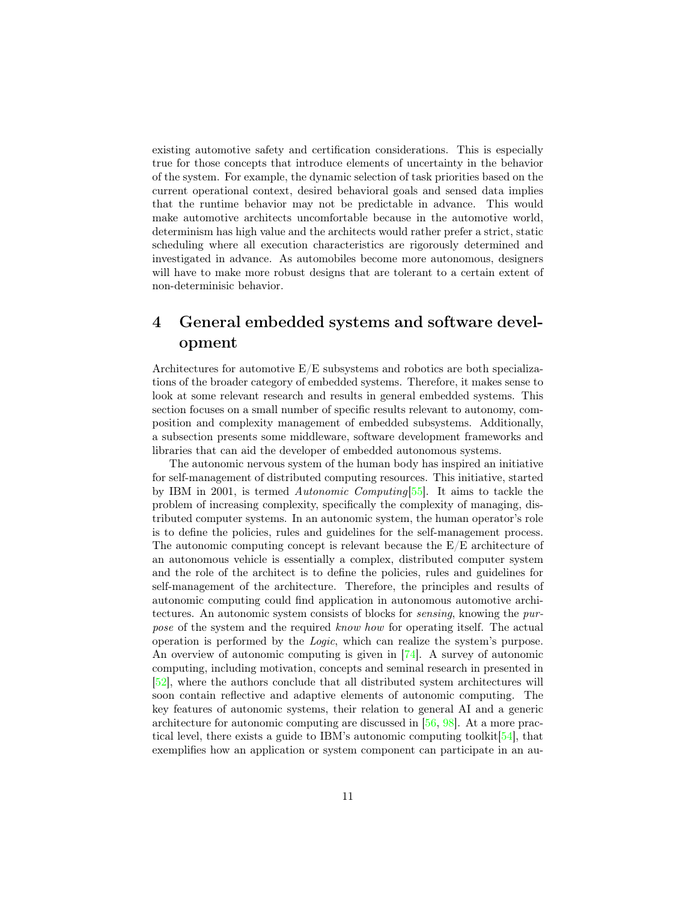existing automotive safety and certification considerations. This is especially true for those concepts that introduce elements of uncertainty in the behavior of the system. For example, the dynamic selection of task priorities based on the current operational context, desired behavioral goals and sensed data implies that the runtime behavior may not be predictable in advance. This would make automotive architects uncomfortable because in the automotive world, determinism has high value and the architects would rather prefer a strict, static scheduling where all execution characteristics are rigorously determined and investigated in advance. As automobiles become more autonomous, designers will have to make more robust designs that are tolerant to a certain extent of non-determinisic behavior.

# 4 General embedded systems and software development

Architectures for automotive E/E subsystems and robotics are both specializations of the broader category of embedded systems. Therefore, it makes sense to look at some relevant research and results in general embedded systems. This section focuses on a small number of specific results relevant to autonomy, composition and complexity management of embedded subsystems. Additionally, a subsection presents some middleware, software development frameworks and libraries that can aid the developer of embedded autonomous systems.

The autonomic nervous system of the human body has inspired an initiative for self-management of distributed computing resources. This initiative, started by IBM in 2001, is termed *Autonomic Computing*[55]. It aims to tackle the problem of increasing complexity, specifically the complexity of managing, distributed computer systems. In an autonomic system, the human operator's role is to define the policies, rules and guidelines for the self-management process. The autonomic computing concept is relevant because the E/E architecture of an autonomous vehicle is essentially a complex, distributed computer system and the role of the architect is to define the policies, rules and guidelines for self-management of the architecture. Therefore, the principles and results of autonomic computing could find application in autonomous automotive architectures. An autonomic system consists of blocks for *sensing*, knowing the *purpose* of the system and the required *know how* for operating itself. The actual operation is performed by the *Logic*, which can realize the system's purpose. An overview of autonomic computing is given in [74]. A survey of autonomic computing, including motivation, concepts and seminal research in presented in [52], where the authors conclude that all distributed system architectures will soon contain reflective and adaptive elements of autonomic computing. The key features of autonomic systems, their relation to general AI and a generic architecture for autonomic computing are discussed in [56, 98]. At a more practical level, there exists a guide to IBM's autonomic computing toolkit[54], that exemplifies how an application or system component can participate in an au-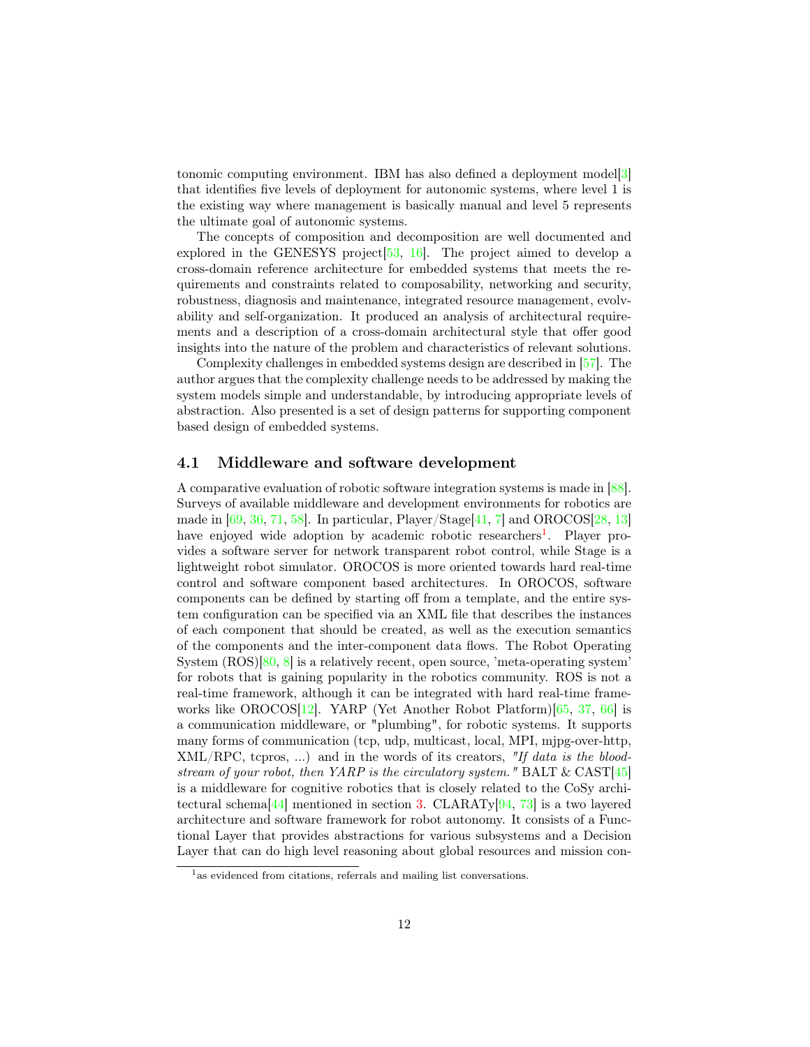tonomic computing environment. IBM has also defined a deployment model[3] that identifies five levels of deployment for autonomic systems, where level 1 is the existing way where management is basically manual and level 5 represents the ultimate goal of autonomic systems.

The concepts of composition and decomposition are well documented and explored in the GENESYS project[53, 16]. The project aimed to develop a cross-domain reference architecture for embedded systems that meets the requirements and constraints related to composability, networking and security, robustness, diagnosis and maintenance, integrated resource management, evolvability and self-organization. It produced an analysis of architectural requirements and a description of a cross-domain architectural style that offer good insights into the nature of the problem and characteristics of relevant solutions.

Complexity challenges in embedded systems design are described in [57]. The author argues that the complexity challenge needs to be addressed by making the system models simple and understandable, by introducing appropriate levels of abstraction. Also presented is a set of design patterns for supporting component based design of embedded systems.

### 4.1 Middleware and software development

A comparative evaluation of robotic software integration systems is made in [88]. Surveys of available middleware and development environments for robotics are made in [69, 36, 71, 58]. In particular, Player/Stage[41, 7] and OROCOS[28, 13] have enjoyed wide adoption by academic robotic researchers[1]. Player provides a software server for network transparent robot control, while Stage is a lightweight robot simulator. OROCOS is more oriented towards hard real-time control and software component based architectures. In OROCOS, software components can be defined by starting off from a template, and the entire system configuration can be specified via an XML file that describes the instances of each component that should be created, as well as the execution semantics of the components and the inter-component data flows. The Robot Operating System (ROS)[80, 8] is a relatively recent, open source, 'meta-operating system' for robots that is gaining popularity in the robotics community. ROS is not a real-time framework, although it can be integrated with hard real-time frameworks like OROCOS[12]. YARP (Yet Another Robot Platform)[65, 37, 66] is a communication middleware, or "plumbing", for robotic systems. It supports many forms of communication (tcp, udp, multicast, local, MPI, mjpg-over-http, XML/RPC, tcpros, ...) and in the words of its creators, *"If data is the bloodstream of your robot, then YARP is the circulatory system."* BALT & CAST[45] is a middleware for cognitive robotics that is closely related to the CoSy architectural schema[44] mentioned in section 3. CLARATy[94, 73] is a two layered architecture and software framework for robot autonomy. It consists of a Functional Layer that provides abstractions for various subsystems and a Decision Layer that can do high level reasoning about global resources and mission con-

[1] as evidenced from citations, referrals and mailing list conversations.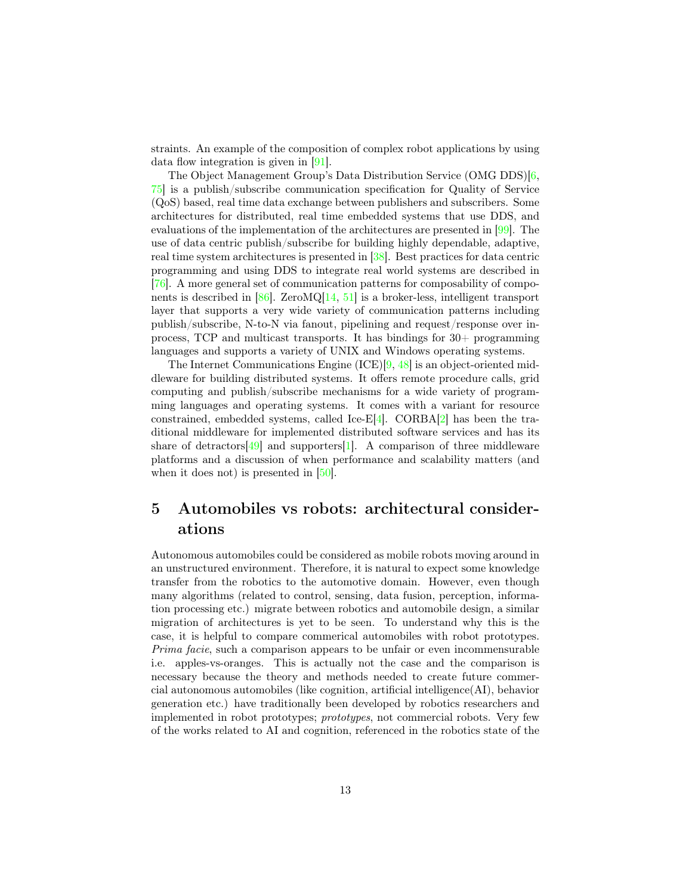straints. An example of the composition of complex robot applications by using data flow integration is given in [91].

The Object Management Group's Data Distribution Service (OMG DDS)[6, 75] is a publish/subscribe communication specification for Quality of Service (QoS) based, real time data exchange between publishers and subscribers. Some architectures for distributed, real time embedded systems that use DDS, and evaluations of the implementation of the architectures are presented in [99]. The use of data centric publish/subscribe for building highly dependable, adaptive, real time system architectures is presented in [38]. Best practices for data centric programming and using DDS to integrate real world systems are described in [76]. A more general set of communication patterns for composability of components is described in [86]. ZeroMQ[14, 51] is a broker-less, intelligent transport layer that supports a very wide variety of communication patterns including publish/subscribe, N-to-N via fanout, pipelining and request/response over in-process, TCP and multicast transports. It has bindings for 30+ programming languages and supports a variety of UNIX and Windows operating systems.

The Internet Communications Engine (ICE)[9, 48] is an object-oriented middleware for building distributed systems. It offers remote procedure calls, grid computing and publish/subscribe mechanisms for a wide variety of programming languages and operating systems. It comes with a variant for resource constrained, embedded systems, called Ice-E[4]. CORBA[2] has been the traditional middleware for implemented distributed software services and has its share of detractors[49] and supporters[1]. A comparison of three middleware platforms and a discussion of when performance and scalability matters (and when it does not) is presented in [50].

# 5 Automobiles vs robots: architectural considerations

Autonomous automobiles could be considered as mobile robots moving around in an unstructured environment. Therefore, it is natural to expect some knowledge transfer from the robotics to the automotive domain. However, even though many algorithms (related to control, sensing, data fusion, perception, information processing etc.) migrate between robotics and automobile design, a similar migration of architectures is yet to be seen. To understand why this is the case, it is helpful to compare commerical automobiles with robot prototypes. *Prima facie*, such a comparison appears to be unfair or even incommensurable i.e. apples-vs-oranges. This is actually not the case and the comparison is necessary because the theory and methods needed to create future commercial autonomous automobiles (like cognition, artificial intelligence(AI), behavior generation etc.) have traditionally been developed by robotics researchers and implemented in robot prototypes; *prototypes*, not commercial robots. Very few of the works related to AI and cognition, referenced in the robotics state of the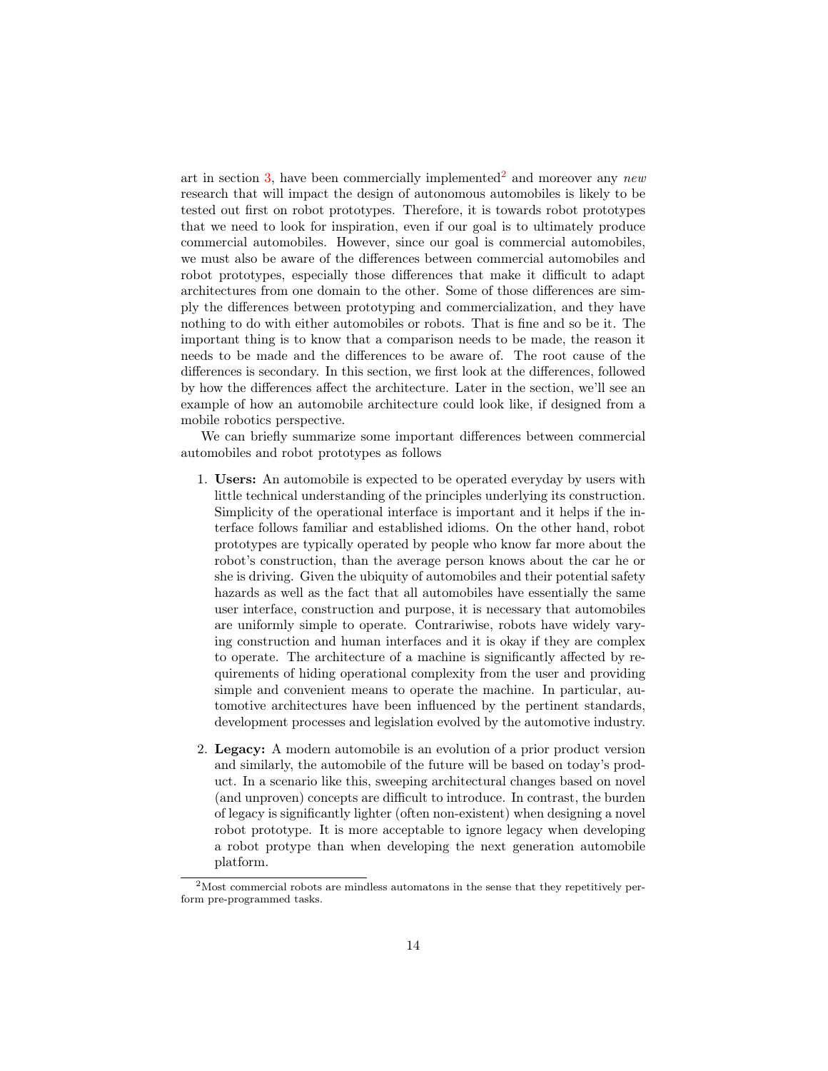art in section 3, have been commercially implemented[2] and moreover any *new* research that will impact the design of autonomous automobiles is likely to be tested out first on robot prototypes. Therefore, it is towards robot prototypes that we need to look for inspiration, even if our goal is to ultimately produce commercial automobiles. However, since our goal is commercial automobiles, we must also be aware of the differences between commercial automobiles and robot prototypes, especially those differences that make it difficult to adapt architectures from one domain to the other. Some of those differences are simply the differences between prototyping and commercialization, and they have nothing to do with either automobiles or robots. That is fine and so be it. The important thing is to know that a comparison needs to be made, the reason it needs to be made and the differences to be aware of. The root cause of the differences is secondary. In this section, we first look at the differences, followed by how the differences affect the architecture. Later in the section, we'll see an example of how an automobile architecture could look like, if designed from a mobile robotics perspective.

We can briefly summarize some important differences between commercial automobiles and robot prototypes as follows

1. **Users:** An automobile is expected to be operated everyday by users with little technical understanding of the principles underlying its construction. Simplicity of the operational interface is important and it helps if the interface follows familiar and established idioms. On the other hand, robot prototypes are typically operated by people who know far more about the robot's construction, than the average person knows about the car he or she is driving. Given the ubiquity of automobiles and their potential safety hazards as well as the fact that all automobiles have essentially the same user interface, construction and purpose, it is necessary that automobiles are uniformly simple to operate. Contrariwise, robots have widely varying construction and human interfaces and it is okay if they are complex to operate. The architecture of a machine is significantly affected by requirements of hiding operational complexity from the user and providing simple and convenient means to operate the machine. In particular, automotive architectures have been influenced by the pertinent standards, development processes and legislation evolved by the automotive industry.

2. **Legacy:** A modern automobile is an evolution of a prior product version and similarly, the automobile of the future will be based on today's product. In a scenario like this, sweeping architectural changes based on novel (and unproven) concepts are difficult to introduce. In contrast, the burden of legacy is significantly lighter (often non-existent) when designing a novel robot prototype. It is more acceptable to ignore legacy when developing a robot protype than when developing the next generation automobile platform.

[2] Most commercial robots are mindless automatons in the sense that they repetitively perform pre-programmed tasks.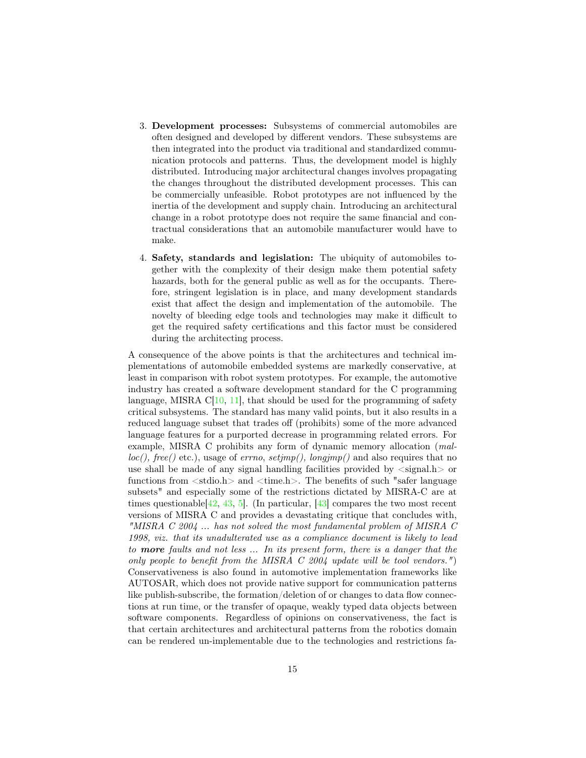3. **Development processes:** Subsystems of commercial automobiles are often designed and developed by different vendors. These subsystems are then integrated into the product via traditional and standardized communication protocols and patterns. Thus, the development model is highly distributed. Introducing major architectural changes involves propagating the changes throughout the distributed development processes. This can be commercially unfeasible. Robot prototypes are not influenced by the inertia of the development and supply chain. Introducing an architectural change in a robot prototype does not require the same financial and contractual considerations that an automobile manufacturer would have to make.

4. **Safety, standards and legislation:** The ubiquity of automobiles together with the complexity of their design make them potential safety hazards, both for the general public as well as for the occupants. Therefore, stringent legislation is in place, and many development standards exist that affect the design and implementation of the automobile. The novelty of bleeding edge tools and technologies may make it difficult to get the required safety certifications and this factor must be considered during the architecting process.

A consequence of the above points is that the architectures and technical implementations of automobile embedded systems are markedly conservative, at least in comparison with robot system prototypes. For example, the automotive industry has created a software development standard for the C programming language, MISRA C[10, 11], that should be used for the programming of safety critical subsystems. The standard has many valid points, but it also results in a reduced language subset that trades off (prohibits) some of the more advanced language features for a purported decrease in programming related errors. For example, MISRA C prohibits any form of dynamic memory allocation (*malloc(), free()* etc.), usage of *errno*, *setjmp(), longjmp()* and also requires that no use shall be made of any signal handling facilities provided by <signal.h> or functions from <stdio.h> and <time.h>. The benefits of such "safer language subsets" and especially some of the restrictions dictated by MISRA-C are at times questionable[42, 43, 5]. (In particular, [43] compares the two most recent versions of MISRA C and provides a devastating critique that concludes with, *"MISRA C 2004 ... has not solved the most fundamental problem of MISRA C 1998, viz. that its unadulterated use as a compliance document is likely to lead to* ***more*** *faults and not less ... In its present form, there is a danger that the only people to benefit from the MISRA C 2004 update will be tool vendors."*) Conservativeness is also found in automotive implementation frameworks like AUTOSAR, which does not provide native support for communication patterns like publish-subscribe, the formation/deletion of or changes to data flow connections at run time, or the transfer of opaque, weakly typed data objects between software components. Regardless of opinions on conservativeness, the fact is that certain architectures and architectural patterns from the robotics domain can be rendered un-implementable due to the technologies and restrictions fa-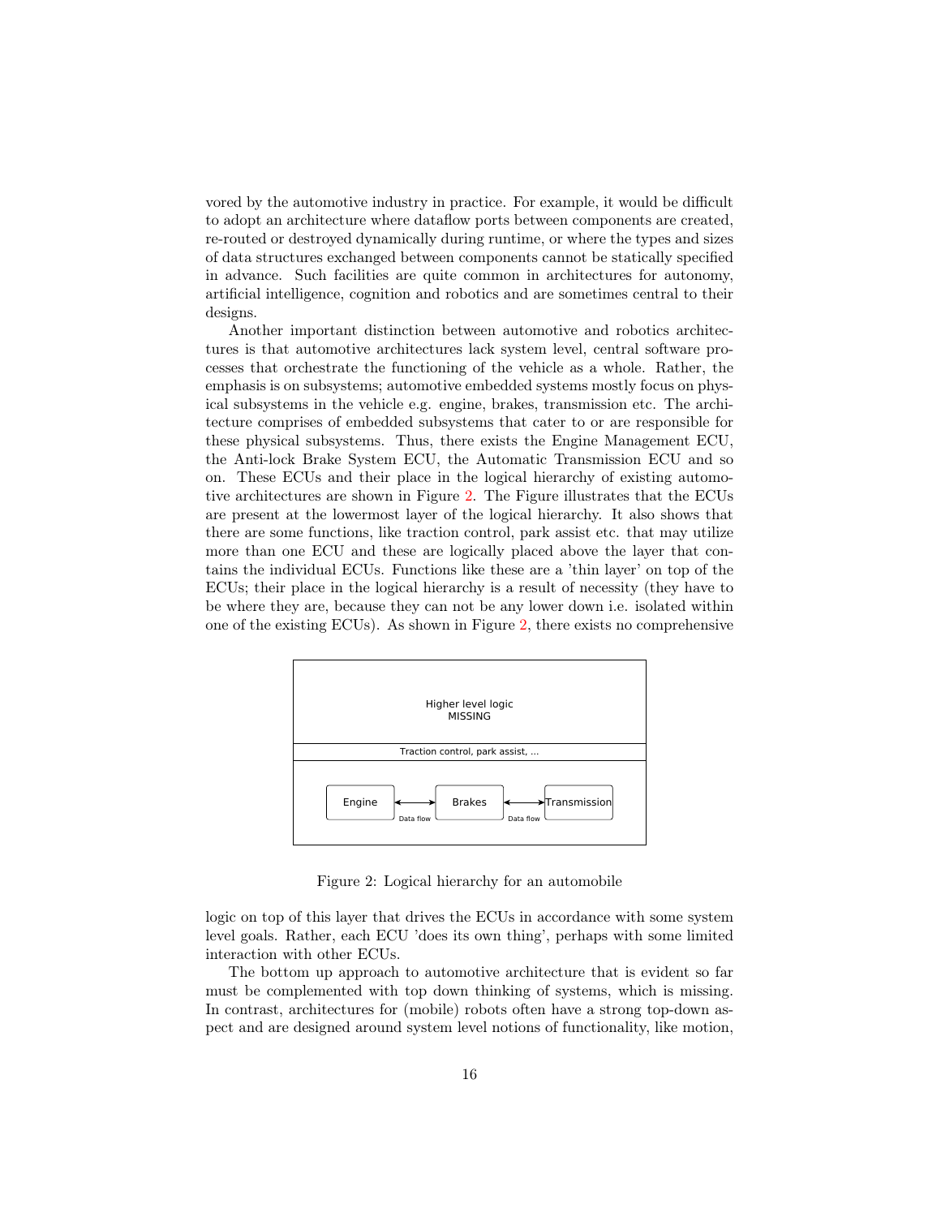vored by the automotive industry in practice. For example, it would be difficult to adopt an architecture where dataflow ports between components are created, re-routed or destroyed dynamically during runtime, or where the types and sizes of data structures exchanged between components cannot be statically specified in advance. Such facilities are quite common in architectures for autonomy, artificial intelligence, cognition and robotics and are sometimes central to their designs.

Another important distinction between automotive and robotics architectures is that automotive architectures lack system level, central software processes that orchestrate the functioning of the vehicle as a whole. Rather, the emphasis is on subsystems; automotive embedded systems mostly focus on physical subsystems in the vehicle e.g. engine, brakes, transmission etc. The architecture comprises of embedded subsystems that cater to or are responsible for these physical subsystems. Thus, there exists the Engine Management ECU, the Anti-lock Brake System ECU, the Automatic Transmission ECU and so on. These ECUs and their place in the logical hierarchy of existing automotive architectures are shown in Figure 2. The Figure illustrates that the ECUs are present at the lowermost layer of the logical hierarchy. It also shows that there are some functions, like traction control, park assist etc. that may utilize more than one ECU and these are logically placed above the layer that contains the individual ECUs. Functions like these are a 'thin layer' on top of the ECUs; their place in the logical hierarchy is a result of necessity (they have to be where they are, because they can not be any lower down i.e. isolated within one of the existing ECUs). As shown in Figure 2, there exists no comprehensive

Higher level logic
MISSING

Traction control, park assist, ...

Engine ⟷ (Data flow) ⟷ Brakes ⟷ (Data flow) ⟷ Transmission

Figure 2: Logical hierarchy for an automobile

logic on top of this layer that drives the ECUs in accordance with some system level goals. Rather, each ECU 'does its own thing', perhaps with some limited interaction with other ECUs.

The bottom up approach to automotive architecture that is evident so far must be complemented with top down thinking of systems, which is missing. In contrast, architectures for (mobile) robots often have a strong top-down aspect and are designed around system level notions of functionality, like motion,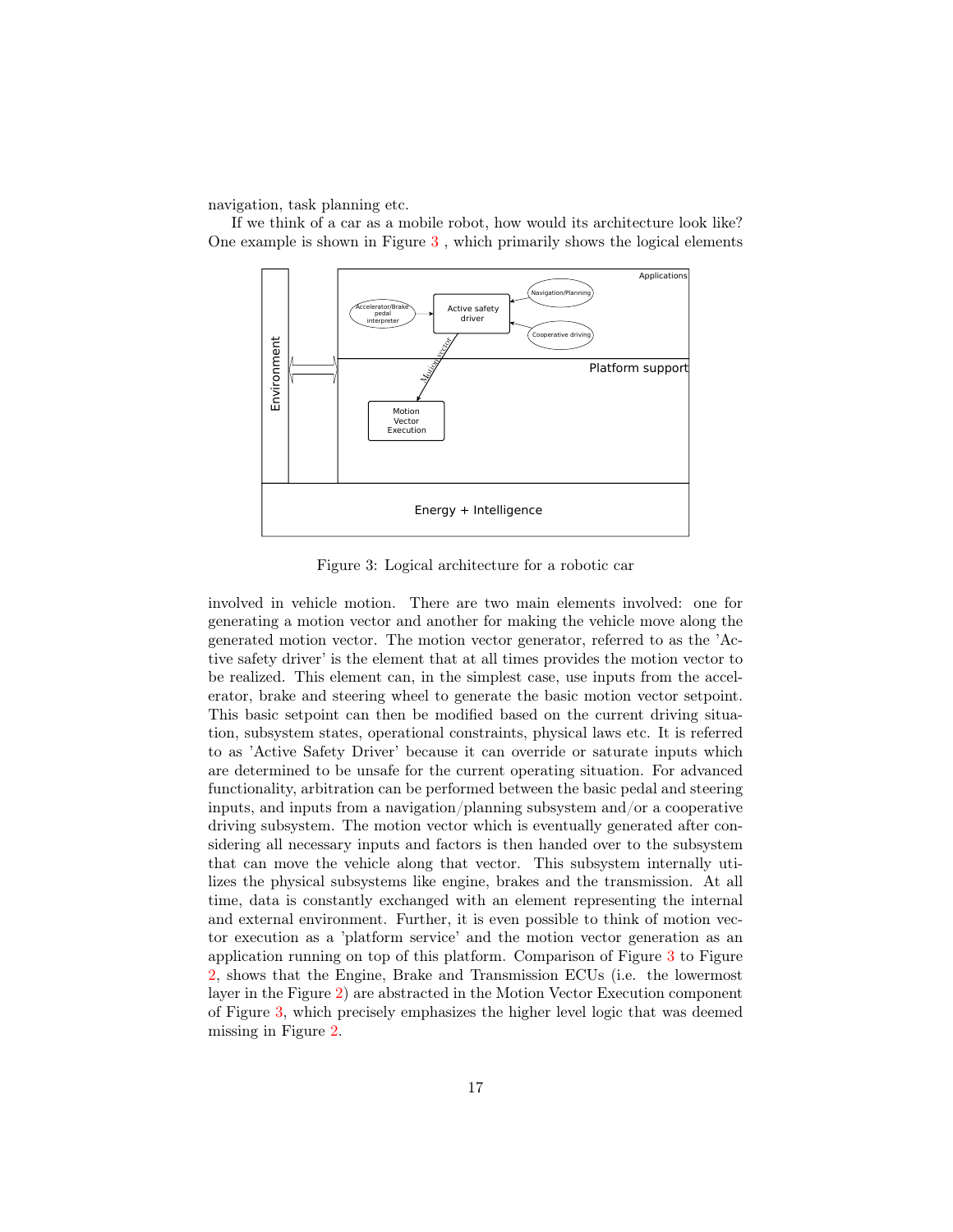navigation, task planning etc.

If we think of a car as a mobile robot, how would its architecture look like? One example is shown in Figure 3 , which primarily shows the logical elements

Figure 3: Logical architecture for a robotic car

involved in vehicle motion. There are two main elements involved: one for generating a motion vector and another for making the vehicle move along the generated motion vector. The motion vector generator, referred to as the 'Active safety driver' is the element that at all times provides the motion vector to be realized. This element can, in the simplest case, use inputs from the accelerator, brake and steering wheel to generate the basic motion vector setpoint. This basic setpoint can then be modified based on the current driving situation, subsystem states, operational constraints, physical laws etc. It is referred to as 'Active Safety Driver' because it can override or saturate inputs which are determined to be unsafe for the current operating situation. For advanced functionality, arbitration can be performed between the basic pedal and steering inputs, and inputs from a navigation/planning subsystem and/or a cooperative driving subsystem. The motion vector which is eventually generated after considering all necessary inputs and factors is then handed over to the subsystem that can move the vehicle along that vector. This subsystem internally utilizes the physical subsystems like engine, brakes and the transmission. At all time, data is constantly exchanged with an element representing the internal and external environment. Further, it is even possible to think of motion vector execution as a 'platform service' and the motion vector generation as an application running on top of this platform. Comparison of Figure 3 to Figure 2, shows that the Engine, Brake and Transmission ECUs (i.e. the lowermost layer in the Figure 2) are abstracted in the Motion Vector Execution component of Figure 3, which precisely emphasizes the higher level logic that was deemed missing in Figure 2.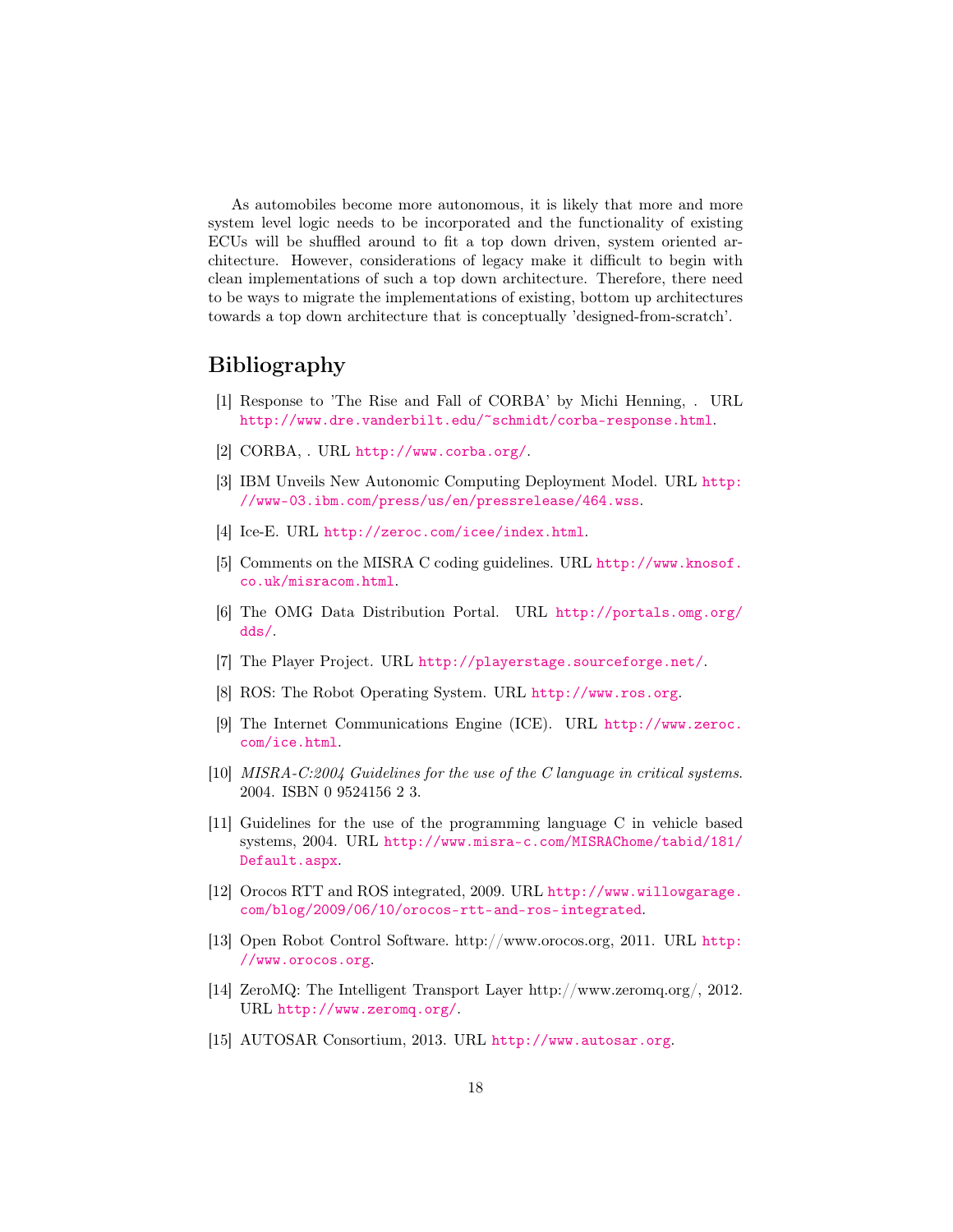As automobiles become more autonomous, it is likely that more and more system level logic needs to be incorporated and the functionality of existing ECUs will be shuffled around to fit a top down driven, system oriented architecture. However, considerations of legacy make it difficult to begin with clean implementations of such a top down architecture. Therefore, there need to be ways to migrate the implementations of existing, bottom up architectures towards a top down architecture that is conceptually 'designed-from-scratch'.

## Bibliography

[1] Response to 'The Rise and Fall of CORBA' by Michi Henning, . URL http://www.dre.vanderbilt.edu/~schmidt/corba-response.html.

[2] CORBA, . URL http://www.corba.org/.

[3] IBM Unveils New Autonomic Computing Deployment Model. URL http://www-03.ibm.com/press/us/en/pressrelease/464.wss.

[4] Ice-E. URL http://zeroc.com/icee/index.html.

[5] Comments on the MISRA C coding guidelines. URL http://www.knosof.co.uk/misracom.html.

[6] The OMG Data Distribution Portal. URL http://portals.omg.org/dds/.

[7] The Player Project. URL http://playerstage.sourceforge.net/.

[8] ROS: The Robot Operating System. URL http://www.ros.org.

[9] The Internet Communications Engine (ICE). URL http://www.zeroc.com/ice.html.

[10] *MISRA-C:2004 Guidelines for the use of the C language in critical systems*. 2004. ISBN 0 9524156 2 3.

[11] Guidelines for the use of the programming language C in vehicle based systems, 2004. URL http://www.misra-c.com/MISRAChome/tabid/181/Default.aspx.

[12] Orocos RTT and ROS integrated, 2009. URL http://www.willowgarage.com/blog/2009/06/10/orocos-rtt-and-ros-integrated.

[13] Open Robot Control Software. http://www.orocos.org, 2011. URL http://www.orocos.org.

[14] ZeroMQ: The Intelligent Transport Layer http://www.zeromq.org/, 2012. URL http://www.zeromq.org/.

[15] AUTOSAR Consortium, 2013. URL http://www.autosar.org.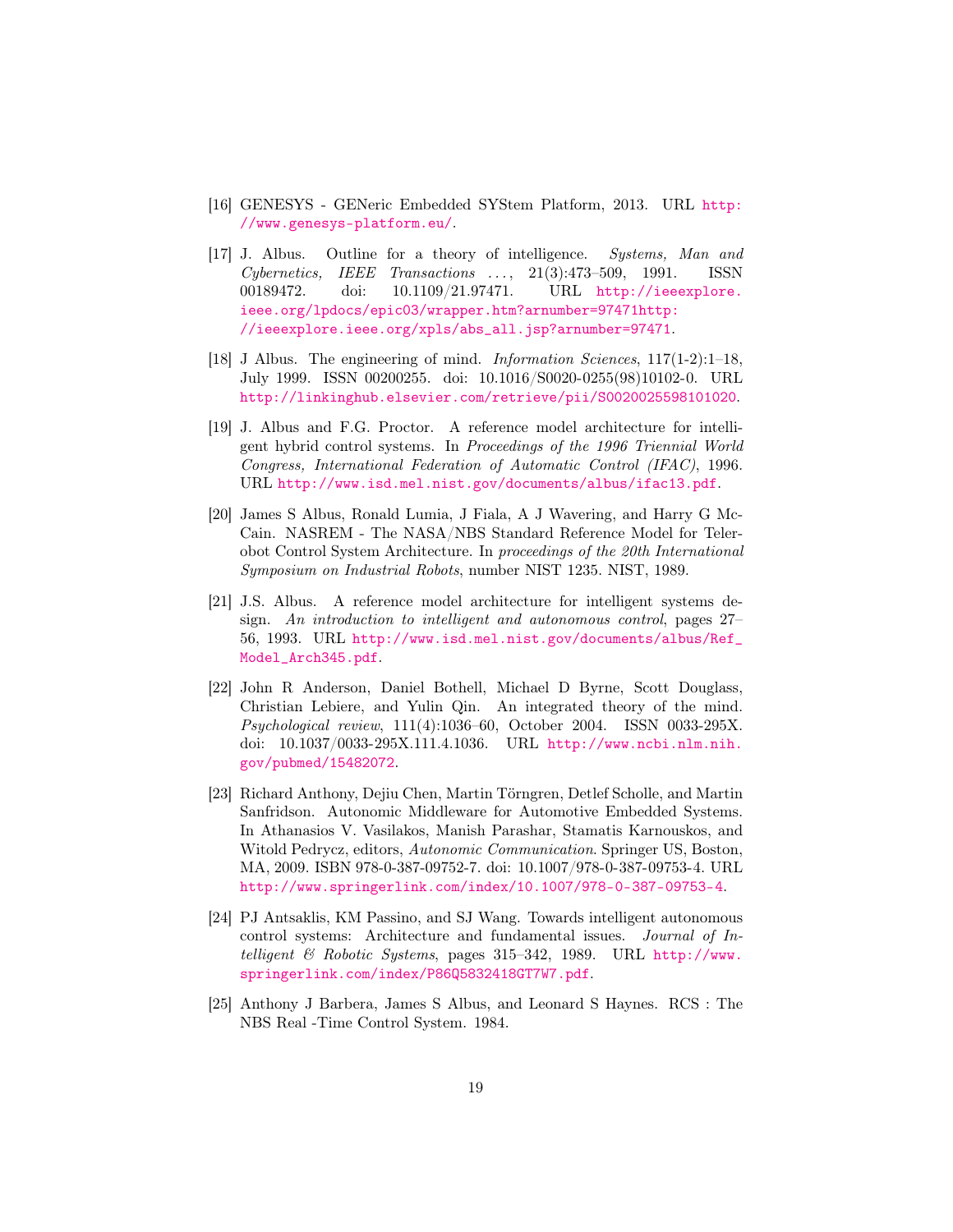[16] GENESYS - GENeric Embedded SYStem Platform, 2013. URL http://www.genesys-platform.eu/.

[17] J. Albus. Outline for a theory of intelligence. *Systems, Man and Cybernetics, IEEE Transactions ...*, 21(3):473–509, 1991. ISSN 00189472. doi: 10.1109/21.97471. URL http://ieeexplore.ieee.org/lpdocs/epic03/wrapper.htm?arnumber=97471http://ieeexplore.ieee.org/xpls/abs_all.jsp?arnumber=97471.

[18] J Albus. The engineering of mind. *Information Sciences*, 117(1-2):1–18, July 1999. ISSN 00200255. doi: 10.1016/S0020-0255(98)10102-0. URL http://linkinghub.elsevier.com/retrieve/pii/S0020025598101020.

[19] J. Albus and F.G. Proctor. A reference model architecture for intelligent hybrid control systems. In *Proceedings of the 1996 Triennial World Congress, International Federation of Automatic Control (IFAC)*, 1996. URL http://www.isd.mel.nist.gov/documents/albus/ifac13.pdf.

[20] James S Albus, Ronald Lumia, J Fiala, A J Wavering, and Harry G McCain. NASREM - The NASA/NBS Standard Reference Model for Telerobot Control System Architecture. In *proceedings of the 20th International Symposium on Industrial Robots*, number NIST 1235. NIST, 1989.

[21] J.S. Albus. A reference model architecture for intelligent systems design. *An introduction to intelligent and autonomous control*, pages 27–56, 1993. URL http://www.isd.mel.nist.gov/documents/albus/Ref_Model_Arch345.pdf.

[22] John R Anderson, Daniel Bothell, Michael D Byrne, Scott Douglass, Christian Lebiere, and Yulin Qin. An integrated theory of the mind. *Psychological review*, 111(4):1036–60, October 2004. ISSN 0033-295X. doi: 10.1037/0033-295X.111.4.1036. URL http://www.ncbi.nlm.nih.gov/pubmed/15482072.

[23] Richard Anthony, Dejiu Chen, Martin Törngren, Detlef Scholle, and Martin Sanfridson. Autonomic Middleware for Automotive Embedded Systems. In Athanasios V. Vasilakos, Manish Parashar, Stamatis Karnouskos, and Witold Pedrycz, editors, *Autonomic Communication*. Springer US, Boston, MA, 2009. ISBN 978-0-387-09752-7. doi: 10.1007/978-0-387-09753-4. URL http://www.springerlink.com/index/10.1007/978-0-387-09753-4.

[24] PJ Antsaklis, KM Passino, and SJ Wang. Towards intelligent autonomous control systems: Architecture and fundamental issues. *Journal of Intelligent & Robotic Systems*, pages 315–342, 1989. URL http://www.springerlink.com/index/P86Q5832418GT7W7.pdf.

[25] Anthony J Barbera, James S Albus, and Leonard S Haynes. RCS : The NBS Real -Time Control System. 1984.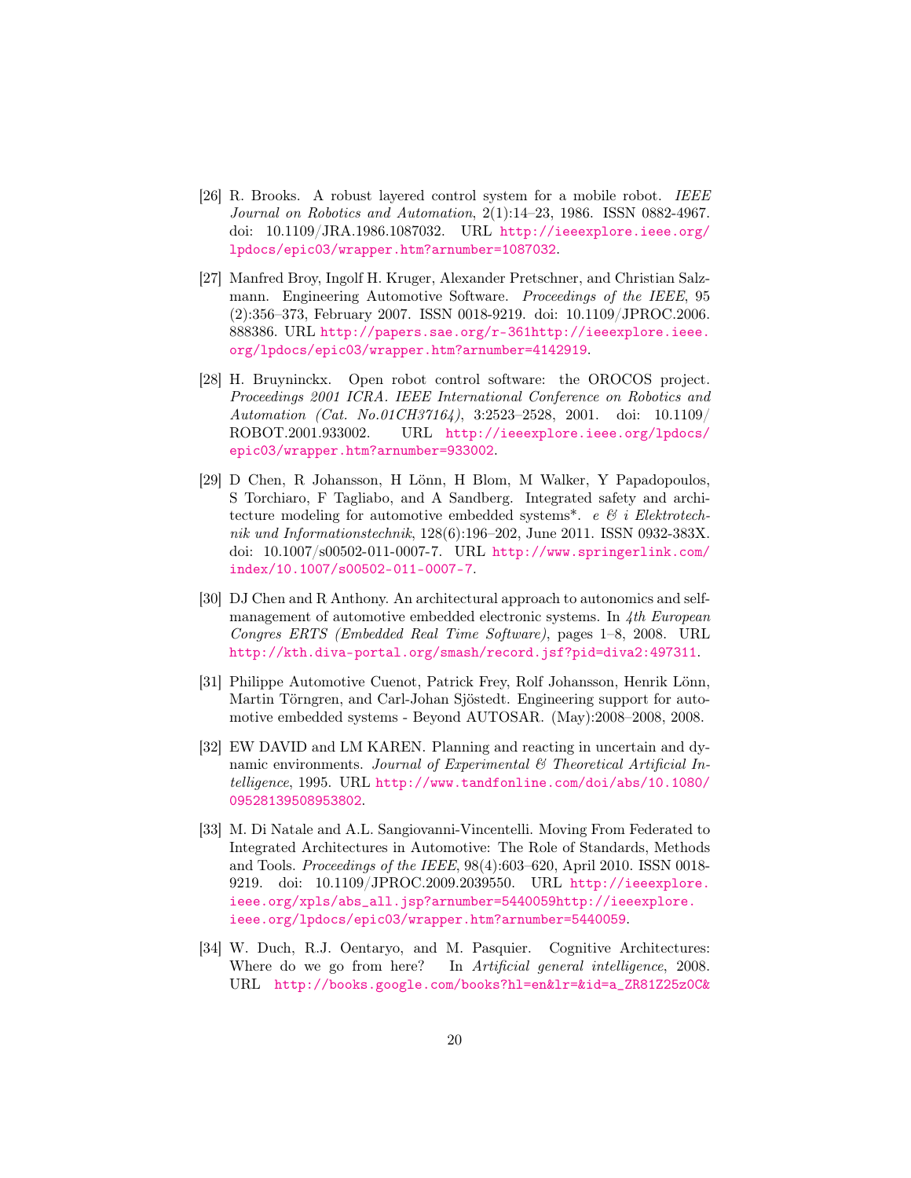[26] R. Brooks. A robust layered control system for a mobile robot. *IEEE Journal on Robotics and Automation*, 2(1):14–23, 1986. ISSN 0882-4967. doi: 10.1109/JRA.1986.1087032. URL http://ieeexplore.ieee.org/lpdocs/epic03/wrapper.htm?arnumber=1087032.

[27] Manfred Broy, Ingolf H. Kruger, Alexander Pretschner, and Christian Salzmann. Engineering Automotive Software. *Proceedings of the IEEE*, 95 (2):356–373, February 2007. ISSN 0018-9219. doi: 10.1109/JPROC.2006.888386. URL http://papers.sae.org/r-361http://ieeexplore.ieee.org/lpdocs/epic03/wrapper.htm?arnumber=4142919.

[28] H. Bruyninckx. Open robot control software: the OROCOS project. *Proceedings 2001 ICRA. IEEE International Conference on Robotics and Automation (Cat. No.01CH37164)*, 3:2523–2528, 2001. doi: 10.1109/ROBOT.2001.933002. URL http://ieeexplore.ieee.org/lpdocs/epic03/wrapper.htm?arnumber=933002.

[29] D Chen, R Johansson, H Lönn, H Blom, M Walker, Y Papadopoulos, S Torchiaro, F Tagliabo, and A Sandberg. Integrated safety and architecture modeling for automotive embedded systems*. *e & i Elektrotechnik und Informationstechnik*, 128(6):196–202, June 2011. ISSN 0932-383X. doi: 10.1007/s00502-011-0007-7. URL http://www.springerlink.com/index/10.1007/s00502-011-0007-7.

[30] DJ Chen and R Anthony. An architectural approach to autonomics and self-management of automotive embedded electronic systems. In *4th European Congres ERTS (Embedded Real Time Software)*, pages 1–8, 2008. URL http://kth.diva-portal.org/smash/record.jsf?pid=diva2:497311.

[31] Philippe Automotive Cuenot, Patrick Frey, Rolf Johansson, Henrik Lönn, Martin Törngren, and Carl-Johan Sjöstedt. Engineering support for automotive embedded systems - Beyond AUTOSAR. (May):2008–2008, 2008.

[32] EW DAVID and LM KAREN. Planning and reacting in uncertain and dynamic environments. *Journal of Experimental & Theoretical Artificial Intelligence*, 1995. URL http://www.tandfonline.com/doi/abs/10.1080/09528139508953802.

[33] M. Di Natale and A.L. Sangiovanni-Vincentelli. Moving From Federated to Integrated Architectures in Automotive: The Role of Standards, Methods and Tools. *Proceedings of the IEEE*, 98(4):603–620, April 2010. ISSN 0018-9219. doi: 10.1109/JPROC.2009.2039550. URL http://ieeexplore.ieee.org/xpls/abs_all.jsp?arnumber=5440059http://ieeexplore.ieee.org/lpdocs/epic03/wrapper.htm?arnumber=5440059.

[34] W. Duch, R.J. Oentaryo, and M. Pasquier. Cognitive Architectures: Where do we go from here? In *Artificial general intelligence*, 2008. URL http://books.google.com/books?hl=en&lr=&id=a_ZR81Z25z0C&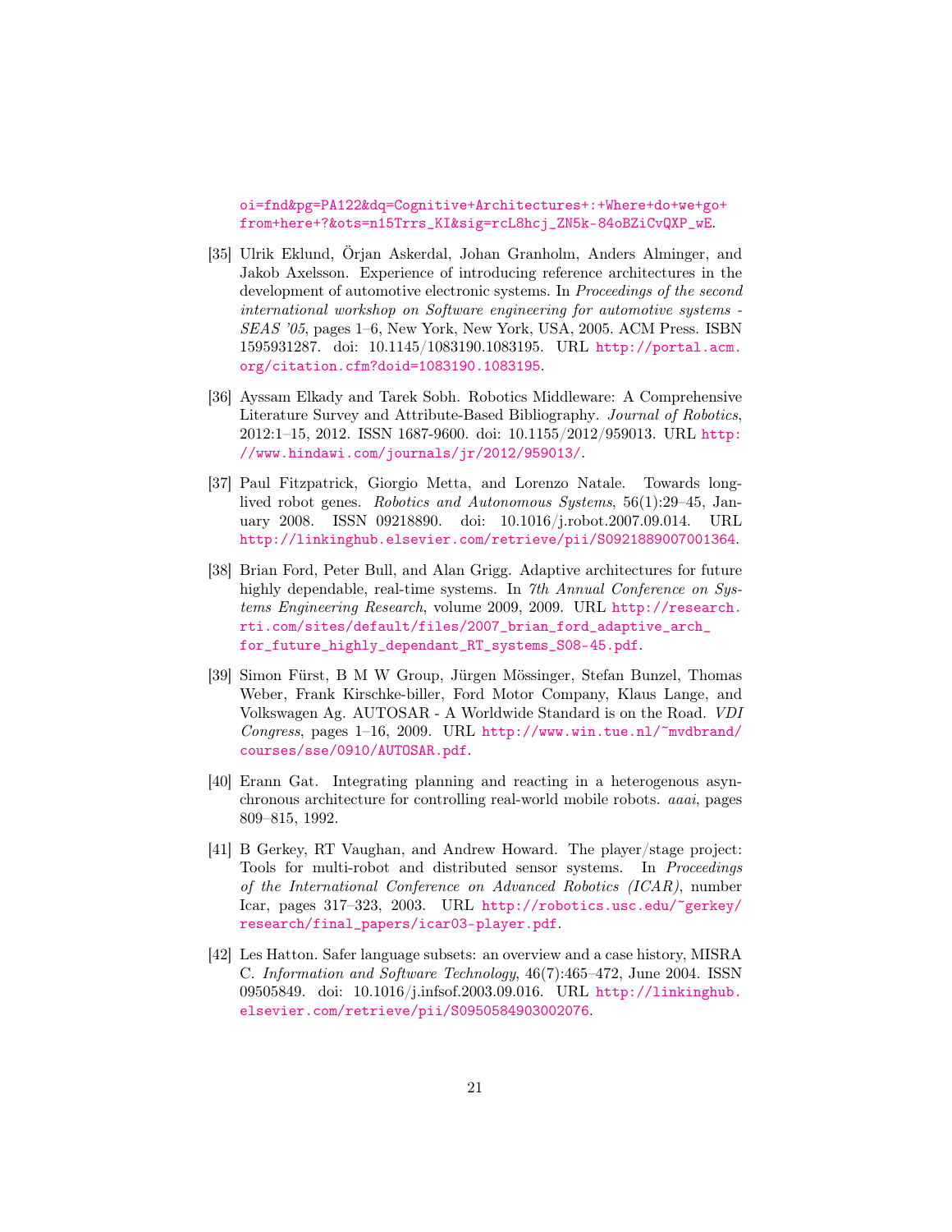oi=fnd&pg=PA122&dq=Cognitive+Architectures+:+Where+do+we+go+from+here+?&ots=n15Trrs_KI&sig=rcL8hcj_ZN5k-84oBZiCvQXP_wE.

[35] Ulrik Eklund, Örjan Askerdal, Johan Granholm, Anders Alminger, and Jakob Axelsson. Experience of introducing reference architectures in the development of automotive electronic systems. In *Proceedings of the second international workshop on Software engineering for automotive systems - SEAS '05*, pages 1–6, New York, New York, USA, 2005. ACM Press. ISBN 1595931287. doi: 10.1145/1083190.1083195. URL http://portal.acm.org/citation.cfm?doid=1083190.1083195.

[36] Ayssam Elkady and Tarek Sobh. Robotics Middleware: A Comprehensive Literature Survey and Attribute-Based Bibliography. *Journal of Robotics*, 2012:1–15, 2012. ISSN 1687-9600. doi: 10.1155/2012/959013. URL http://www.hindawi.com/journals/jr/2012/959013/.

[37] Paul Fitzpatrick, Giorgio Metta, and Lorenzo Natale. Towards long-lived robot genes. *Robotics and Autonomous Systems*, 56(1):29–45, January 2008. ISSN 09218890. doi: 10.1016/j.robot.2007.09.014. URL http://linkinghub.elsevier.com/retrieve/pii/S0921889007001364.

[38] Brian Ford, Peter Bull, and Alan Grigg. Adaptive architectures for future highly dependable, real-time systems. In *7th Annual Conference on Systems Engineering Research*, volume 2009, 2009. URL http://research.rti.com/sites/default/files/2007_brian_ford_adaptive_arch_for_future_highly_dependant_RT_systems_S08-45.pdf.

[39] Simon Fürst, B M W Group, Jürgen Mössinger, Stefan Bunzel, Thomas Weber, Frank Kirschke-biller, Ford Motor Company, Klaus Lange, and Volkswagen Ag. AUTOSAR - A Worldwide Standard is on the Road. *VDI Congress*, pages 1–16, 2009. URL http://www.win.tue.nl/~mvdbrand/courses/sse/0910/AUTOSAR.pdf.

[40] Erann Gat. Integrating planning and reacting in a heterogenous asynchronous architecture for controlling real-world mobile robots. *aaai*, pages 809–815, 1992.

[41] B Gerkey, RT Vaughan, and Andrew Howard. The player/stage project: Tools for multi-robot and distributed sensor systems. In *Proceedings of the International Conference on Advanced Robotics (ICAR)*, number Icar, pages 317–323, 2003. URL http://robotics.usc.edu/~gerkey/research/final_papers/icar03-player.pdf.

[42] Les Hatton. Safer language subsets: an overview and a case history, MISRA C. *Information and Software Technology*, 46(7):465–472, June 2004. ISSN 09505849. doi: 10.1016/j.infsof.2003.09.016. URL http://linkinghub.elsevier.com/retrieve/pii/S0950584903002076.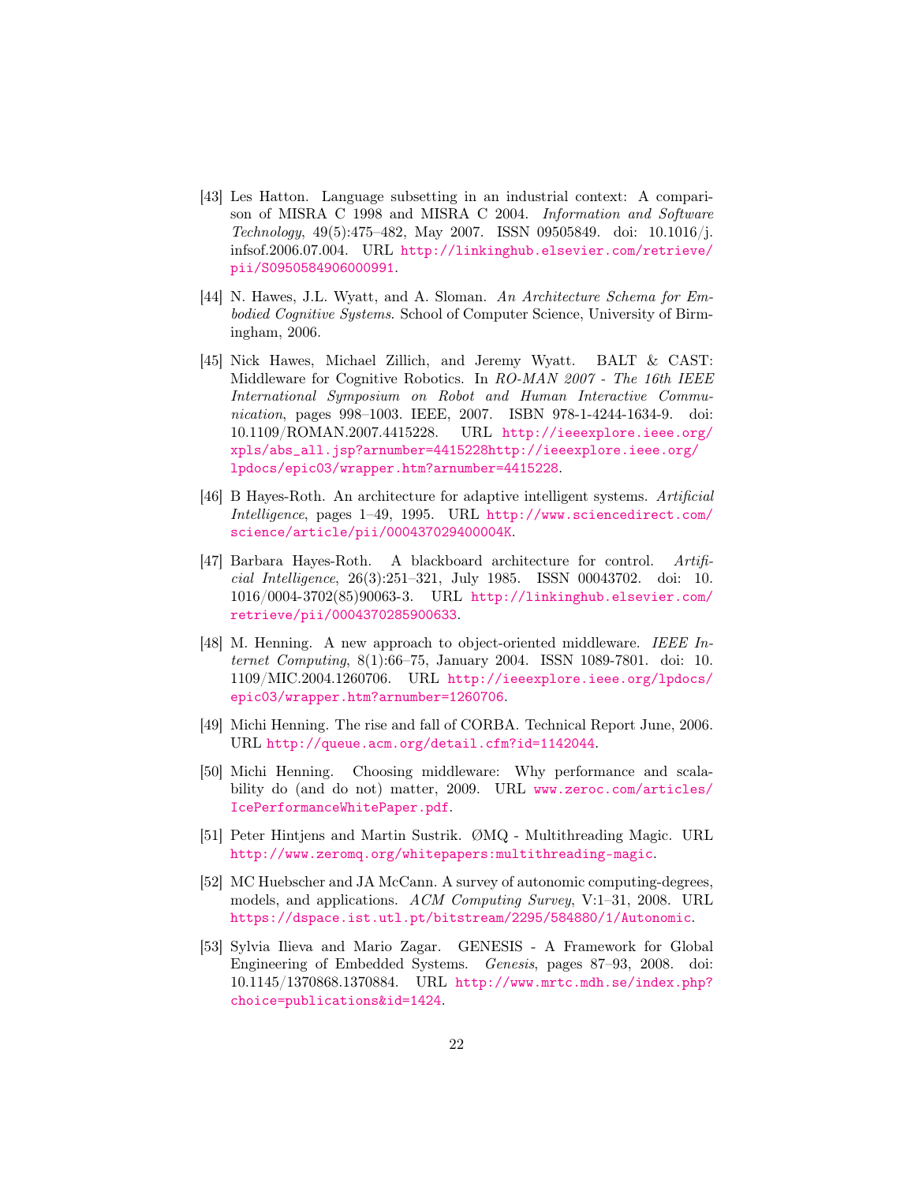[43] Les Hatton. Language subsetting in an industrial context: A comparison of MISRA C 1998 and MISRA C 2004. *Information and Software Technology*, 49(5):475–482, May 2007. ISSN 09505849. doi: 10.1016/j.infsof.2006.07.004. URL http://linkinghub.elsevier.com/retrieve/pii/S0950584906000991.

[44] N. Hawes, J.L. Wyatt, and A. Sloman. *An Architecture Schema for Embodied Cognitive Systems*. School of Computer Science, University of Birmingham, 2006.

[45] Nick Hawes, Michael Zillich, and Jeremy Wyatt. BALT & CAST: Middleware for Cognitive Robotics. In *RO-MAN 2007 - The 16th IEEE International Symposium on Robot and Human Interactive Communication*, pages 998–1003. IEEE, 2007. ISBN 978-1-4244-1634-9. doi: 10.1109/ROMAN.2007.4415228. URL http://ieeexplore.ieee.org/xpls/abs_all.jsp?arnumber=4415228http://ieeexplore.ieee.org/lpdocs/epic03/wrapper.htm?arnumber=4415228.

[46] B Hayes-Roth. An architecture for adaptive intelligent systems. *Artificial Intelligence*, pages 1–49, 1995. URL http://www.sciencedirect.com/science/article/pii/000437029400004K.

[47] Barbara Hayes-Roth. A blackboard architecture for control. *Artificial Intelligence*, 26(3):251–321, July 1985. ISSN 00043702. doi: 10.1016/0004-3702(85)90063-3. URL http://linkinghub.elsevier.com/retrieve/pii/0004370285900633.

[48] M. Henning. A new approach to object-oriented middleware. *IEEE Internet Computing*, 8(1):66–75, January 2004. ISSN 1089-7801. doi: 10.1109/MIC.2004.1260706. URL http://ieeexplore.ieee.org/lpdocs/epic03/wrapper.htm?arnumber=1260706.

[49] Michi Henning. The rise and fall of CORBA. Technical Report June, 2006. URL http://queue.acm.org/detail.cfm?id=1142044.

[50] Michi Henning. Choosing middleware: Why performance and scalability do (and do not) matter, 2009. URL www.zeroc.com/articles/IcePerformanceWhitePaper.pdf.

[51] Peter Hintjens and Martin Sustrik. ØMQ - Multithreading Magic. URL http://www.zeromq.org/whitepapers:multithreading-magic.

[52] MC Huebscher and JA McCann. A survey of autonomic computing-degrees, models, and applications. *ACM Computing Survey*, V:1–31, 2008. URL https://dspace.ist.utl.pt/bitstream/2295/584880/1/Autonomic.

[53] Sylvia Ilieva and Mario Zagar. GENESIS - A Framework for Global Engineering of Embedded Systems. *Genesis*, pages 87–93, 2008. doi: 10.1145/1370868.1370884. URL http://www.mrtc.mdh.se/index.php?choice=publications&id=1424.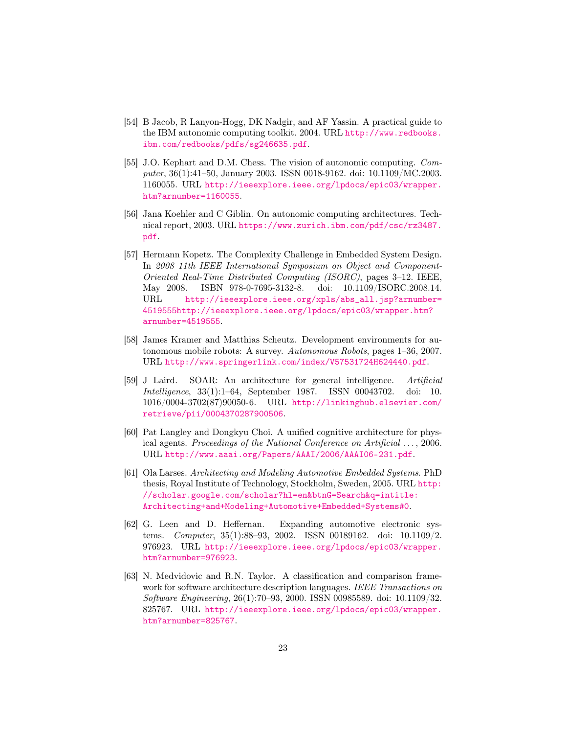[54] B Jacob, R Lanyon-Hogg, DK Nadgir, and AF Yassin. A practical guide to the IBM autonomic computing toolkit. 2004. URL http://www.redbooks.ibm.com/redbooks/pdfs/sg246635.pdf.

[55] J.O. Kephart and D.M. Chess. The vision of autonomic computing. *Computer*, 36(1):41–50, January 2003. ISSN 0018-9162. doi: 10.1109/MC.2003.1160055. URL http://ieeexplore.ieee.org/lpdocs/epic03/wrapper.htm?arnumber=1160055.

[56] Jana Koehler and C Giblin. On autonomic computing architectures. Technical report, 2003. URL https://www.zurich.ibm.com/pdf/csc/rz3487.pdf.

[57] Hermann Kopetz. The Complexity Challenge in Embedded System Design. In *2008 11th IEEE International Symposium on Object and Component-Oriented Real-Time Distributed Computing (ISORC)*, pages 3–12. IEEE, May 2008. ISBN 978-0-7695-3132-8. doi: 10.1109/ISORC.2008.14. URL http://ieeexplore.ieee.org/xpls/abs_all.jsp?arnumber=4519555http://ieeexplore.ieee.org/lpdocs/epic03/wrapper.htm?arnumber=4519555.

[58] James Kramer and Matthias Scheutz. Development environments for autonomous mobile robots: A survey. *Autonomous Robots*, pages 1–36, 2007. URL http://www.springerlink.com/index/V57531724H624440.pdf.

[59] J Laird. SOAR: An architecture for general intelligence. *Artificial Intelligence*, 33(1):1–64, September 1987. ISSN 00043702. doi: 10.1016/0004-3702(87)90050-6. URL http://linkinghub.elsevier.com/retrieve/pii/0004370287900506.

[60] Pat Langley and Dongkyu Choi. A unified cognitive architecture for physical agents. *Proceedings of the National Conference on Artificial ...*, 2006. URL http://www.aaai.org/Papers/AAAI/2006/AAAI06-231.pdf.

[61] Ola Larses. *Architecting and Modeling Automotive Embedded Systems*. PhD thesis, Royal Institute of Technology, Stockholm, Sweden, 2005. URL http://scholar.google.com/scholar?hl=en&btnG=Search&q=intitle:Architecting+and+Modeling+Automotive+Embedded+Systems#0.

[62] G. Leen and D. Heffernan. Expanding automotive electronic systems. *Computer*, 35(1):88–93, 2002. ISSN 00189162. doi: 10.1109/2.976923. URL http://ieeexplore.ieee.org/lpdocs/epic03/wrapper.htm?arnumber=976923.

[63] N. Medvidovic and R.N. Taylor. A classification and comparison framework for software architecture description languages. *IEEE Transactions on Software Engineering*, 26(1):70–93, 2000. ISSN 00985589. doi: 10.1109/32.825767. URL http://ieeexplore.ieee.org/lpdocs/epic03/wrapper.htm?arnumber=825767.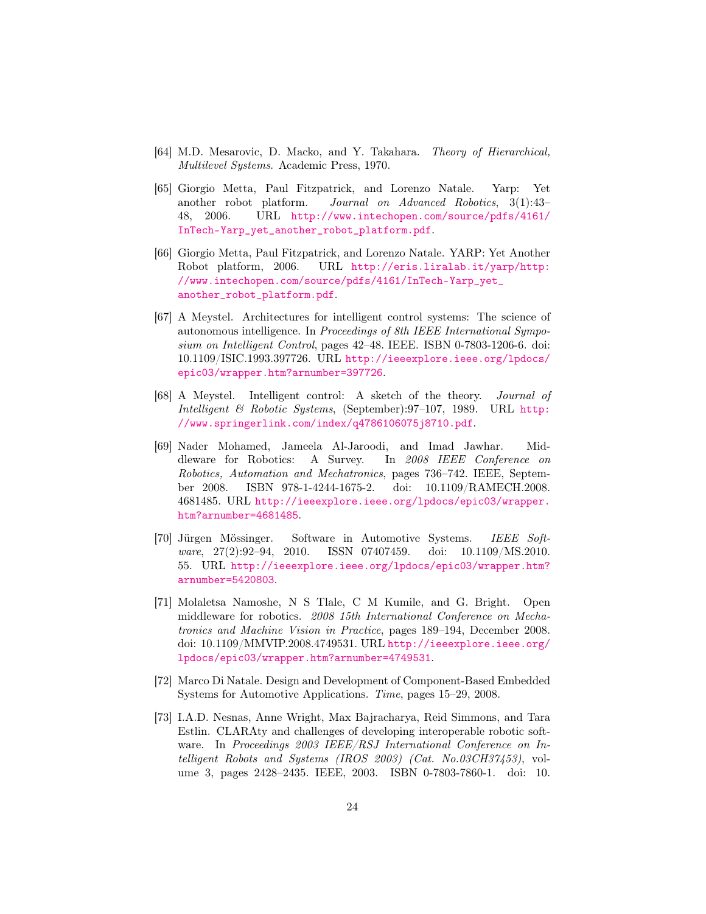[64] M.D. Mesarovic, D. Macko, and Y. Takahara. *Theory of Hierarchical, Multilevel Systems*. Academic Press, 1970.

[65] Giorgio Metta, Paul Fitzpatrick, and Lorenzo Natale. Yarp: Yet another robot platform. *Journal on Advanced Robotics*, 3(1):43–48, 2006. URL http://www.intechopen.com/source/pdfs/4161/InTech-Yarp_yet_another_robot_platform.pdf.

[66] Giorgio Metta, Paul Fitzpatrick, and Lorenzo Natale. YARP: Yet Another Robot platform, 2006. URL http://eris.liralab.it/yarp/http://www.intechopen.com/source/pdfs/4161/InTech-Yarp_yet_another_robot_platform.pdf.

[67] A Meystel. Architectures for intelligent control systems: The science of autonomous intelligence. In *Proceedings of 8th IEEE International Symposium on Intelligent Control*, pages 42–48. IEEE. ISBN 0-7803-1206-6. doi: 10.1109/ISIC.1993.397726. URL http://ieeexplore.ieee.org/lpdocs/epic03/wrapper.htm?arnumber=397726.

[68] A Meystel. Intelligent control: A sketch of the theory. *Journal of Intelligent & Robotic Systems*, (September):97–107, 1989. URL http://www.springerlink.com/index/q4786106075j8710.pdf.

[69] Nader Mohamed, Jameela Al-Jaroodi, and Imad Jawhar. Middleware for Robotics: A Survey. In *2008 IEEE Conference on Robotics, Automation and Mechatronics*, pages 736–742. IEEE, September 2008. ISBN 978-1-4244-1675-2. doi: 10.1109/RAMECH.2008.4681485. URL http://ieeexplore.ieee.org/lpdocs/epic03/wrapper.htm?arnumber=4681485.

[70] Jürgen Mössinger. Software in Automotive Systems. *IEEE Software*, 27(2):92–94, 2010. ISSN 07407459. doi: 10.1109/MS.2010.55. URL http://ieeexplore.ieee.org/lpdocs/epic03/wrapper.htm?arnumber=5420803.

[71] Molaletsa Namoshe, N S Tlale, C M Kumile, and G. Bright. Open middleware for robotics. *2008 15th International Conference on Mechatronics and Machine Vision in Practice*, pages 189–194, December 2008. doi: 10.1109/MMVIP.2008.4749531. URL http://ieeexplore.ieee.org/lpdocs/epic03/wrapper.htm?arnumber=4749531.

[72] Marco Di Natale. Design and Development of Component-Based Embedded Systems for Automotive Applications. *Time*, pages 15–29, 2008.

[73] I.A.D. Nesnas, Anne Wright, Max Bajracharya, Reid Simmons, and Tara Estlin. CLARAty and challenges of developing interoperable robotic software. In *Proceedings 2003 IEEE/RSJ International Conference on Intelligent Robots and Systems (IROS 2003) (Cat. No.03CH37453)*, volume 3, pages 2428–2435. IEEE, 2003. ISBN 0-7803-7860-1. doi: 10.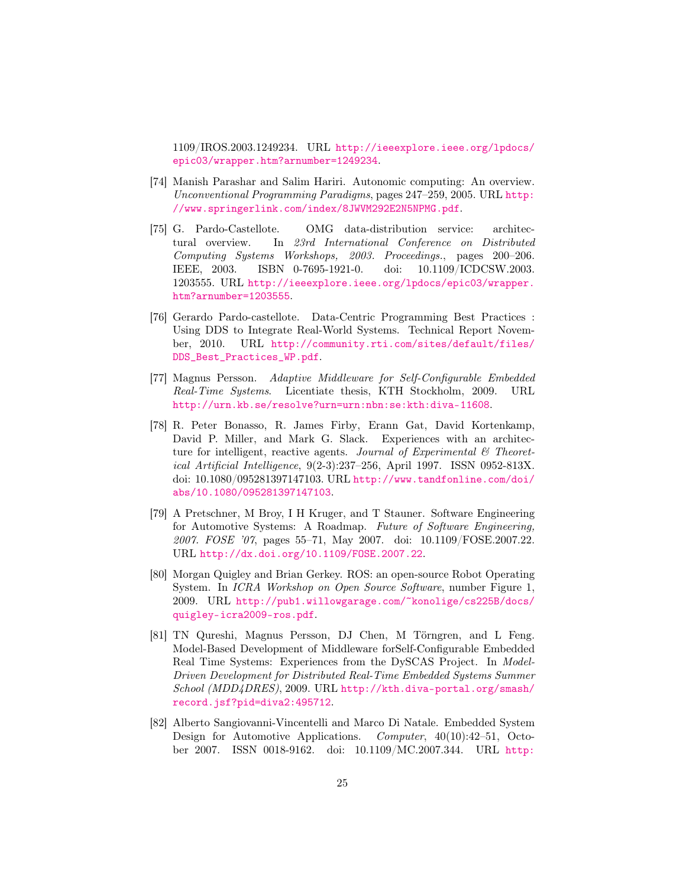1109/IROS.2003.1249234. URL http://ieeexplore.ieee.org/lpdocs/epic03/wrapper.htm?arnumber=1249234.

[74] Manish Parashar and Salim Hariri. Autonomic computing: An overview. *Unconventional Programming Paradigms*, pages 247–259, 2005. URL http://www.springerlink.com/index/8JWVM292E2N5NPMG.pdf.

[75] G. Pardo-Castellote. OMG data-distribution service: architectural overview. In *23rd International Conference on Distributed Computing Systems Workshops, 2003. Proceedings.*, pages 200–206. IEEE, 2003. ISBN 0-7695-1921-0. doi: 10.1109/ICDCSW.2003.1203555. URL http://ieeexplore.ieee.org/lpdocs/epic03/wrapper.htm?arnumber=1203555.

[76] Gerardo Pardo-castellote. Data-Centric Programming Best Practices : Using DDS to Integrate Real-World Systems. Technical Report November, 2010. URL http://community.rti.com/sites/default/files/DDS_Best_Practices_WP.pdf.

[77] Magnus Persson. *Adaptive Middleware for Self-Configurable Embedded Real-Time Systems*. Licentiate thesis, KTH Stockholm, 2009. URL http://urn.kb.se/resolve?urn=urn:nbn:se:kth:diva-11608.

[78] R. Peter Bonasso, R. James Firby, Erann Gat, David Kortenkamp, David P. Miller, and Mark G. Slack. Experiences with an architecture for intelligent, reactive agents. *Journal of Experimental & Theoretical Artificial Intelligence*, 9(2-3):237–256, April 1997. ISSN 0952-813X. doi: 10.1080/095281397147103. URL http://www.tandfonline.com/doi/abs/10.1080/095281397147103.

[79] A Pretschner, M Broy, I H Kruger, and T Stauner. Software Engineering for Automotive Systems: A Roadmap. *Future of Software Engineering, 2007. FOSE '07*, pages 55–71, May 2007. doi: 10.1109/FOSE.2007.22. URL http://dx.doi.org/10.1109/FOSE.2007.22.

[80] Morgan Quigley and Brian Gerkey. ROS: an open-source Robot Operating System. In *ICRA Workshop on Open Source Software*, number Figure 1, 2009. URL http://pub1.willowgarage.com/~konolige/cs225B/docs/quigley-icra2009-ros.pdf.

[81] TN Qureshi, Magnus Persson, DJ Chen, M Törngren, and L Feng. Model-Based Development of Middleware forSelf-Configurable Embedded Real Time Systems: Experiences from the DySCAS Project. In *Model-Driven Development for Distributed Real-Time Embedded Systems Summer School (MDD4DRES)*, 2009. URL http://kth.diva-portal.org/smash/record.jsf?pid=diva2:495712.

[82] Alberto Sangiovanni-Vincentelli and Marco Di Natale. Embedded System Design for Automotive Applications. *Computer*, 40(10):42–51, October 2007. ISSN 0018-9162. doi: 10.1109/MC.2007.344. URL http: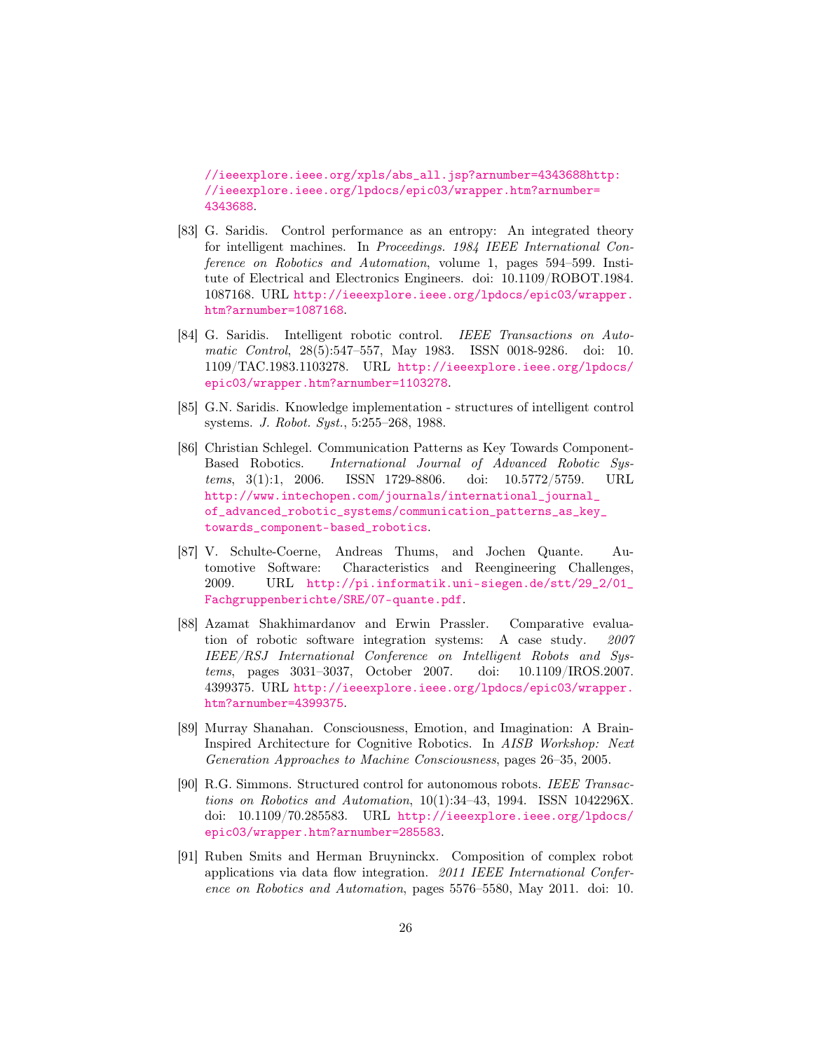//ieeexplore.ieee.org/xpls/abs_all.jsp?arnumber=4343688http://ieeexplore.ieee.org/lpdocs/epic03/wrapper.htm?arnumber=4343688.

[83] G. Saridis. Control performance as an entropy: An integrated theory for intelligent machines. In *Proceedings. 1984 IEEE International Conference on Robotics and Automation*, volume 1, pages 594–599. Institute of Electrical and Electronics Engineers. doi: 10.1109/ROBOT.1984.1087168. URL http://ieeexplore.ieee.org/lpdocs/epic03/wrapper.htm?arnumber=1087168.

[84] G. Saridis. Intelligent robotic control. *IEEE Transactions on Automatic Control*, 28(5):547–557, May 1983. ISSN 0018-9286. doi: 10.1109/TAC.1983.1103278. URL http://ieeexplore.ieee.org/lpdocs/epic03/wrapper.htm?arnumber=1103278.

[85] G.N. Saridis. Knowledge implementation - structures of intelligent control systems. *J. Robot. Syst.*, 5:255–268, 1988.

[86] Christian Schlegel. Communication Patterns as Key Towards Component-Based Robotics. *International Journal of Advanced Robotic Systems*, 3(1):1, 2006. ISSN 1729-8806. doi: 10.5772/5759. URL http://www.intechopen.com/journals/international_journal_of_advanced_robotic_systems/communication_patterns_as_key_towards_component-based_robotics.

[87] V. Schulte-Coerne, Andreas Thums, and Jochen Quante. Automotive Software: Characteristics and Reengineering Challenges, 2009. URL http://pi.informatik.uni-siegen.de/stt/29_2/01_Fachgruppenberichte/SRE/07-quante.pdf.

[88] Azamat Shakhimardanov and Erwin Prassler. Comparative evaluation of robotic software integration systems: A case study. *2007 IEEE/RSJ International Conference on Intelligent Robots and Systems*, pages 3031–3037, October 2007. doi: 10.1109/IROS.2007.4399375. URL http://ieeexplore.ieee.org/lpdocs/epic03/wrapper.htm?arnumber=4399375.

[89] Murray Shanahan. Consciousness, Emotion, and Imagination: A Brain-Inspired Architecture for Cognitive Robotics. In *AISB Workshop: Next Generation Approaches to Machine Consciousness*, pages 26–35, 2005.

[90] R.G. Simmons. Structured control for autonomous robots. *IEEE Transactions on Robotics and Automation*, 10(1):34–43, 1994. ISSN 1042296X. doi: 10.1109/70.285583. URL http://ieeexplore.ieee.org/lpdocs/epic03/wrapper.htm?arnumber=285583.

[91] Ruben Smits and Herman Bruyninckx. Composition of complex robot applications via data flow integration. *2011 IEEE International Conference on Robotics and Automation*, pages 5576–5580, May 2011. doi: 10.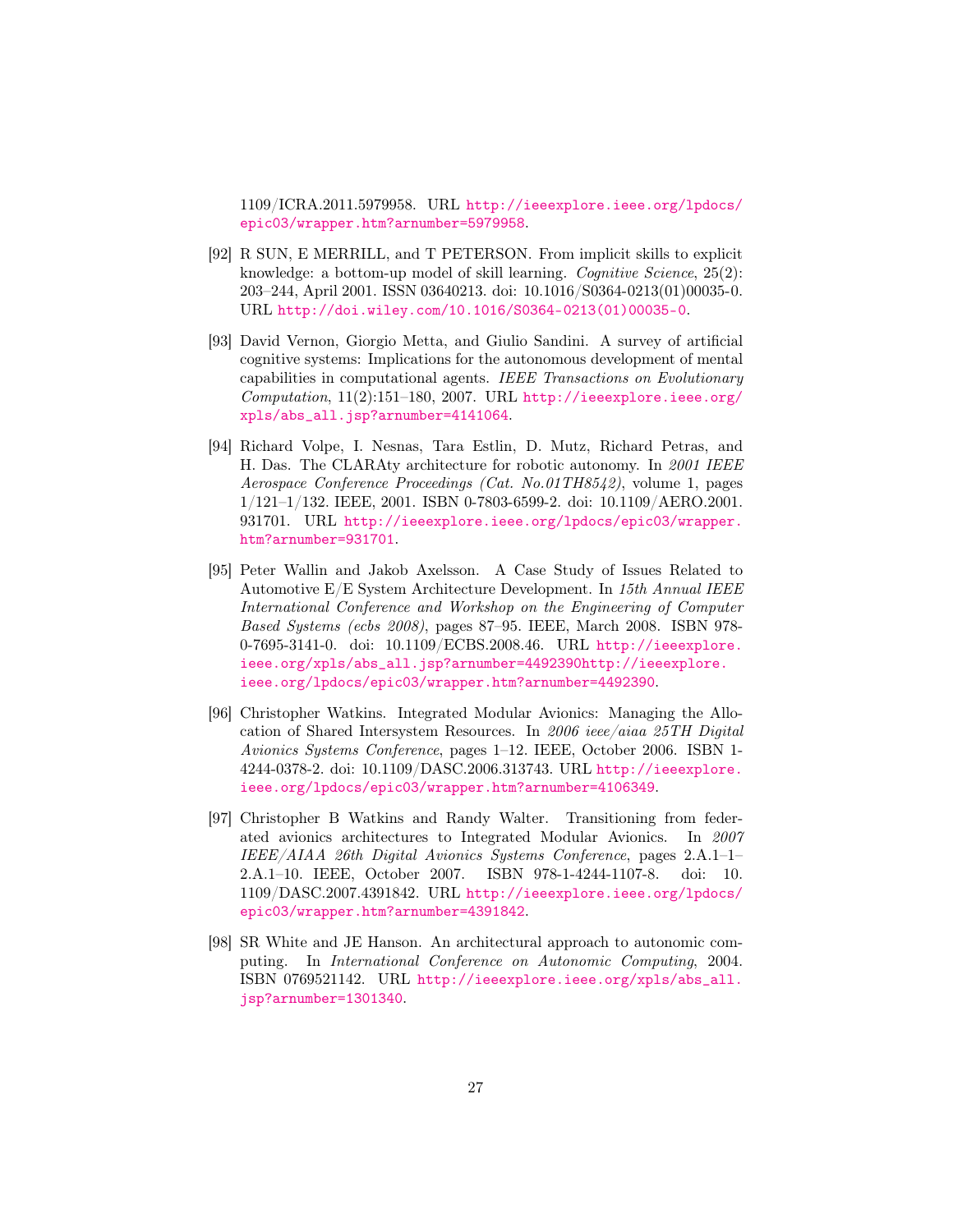1109/ICRA.2011.5979958. URL http://ieeexplore.ieee.org/lpdocs/epic03/wrapper.htm?arnumber=5979958.

[92] R SUN, E MERRILL, and T PETERSON. From implicit skills to explicit knowledge: a bottom-up model of skill learning. *Cognitive Science*, 25(2): 203–244, April 2001. ISSN 03640213. doi: 10.1016/S0364-0213(01)00035-0. URL http://doi.wiley.com/10.1016/S0364-0213(01)00035-0.

[93] David Vernon, Giorgio Metta, and Giulio Sandini. A survey of artificial cognitive systems: Implications for the autonomous development of mental capabilities in computational agents. *IEEE Transactions on Evolutionary Computation*, 11(2):151–180, 2007. URL http://ieeexplore.ieee.org/xpls/abs_all.jsp?arnumber=4141064.

[94] Richard Volpe, I. Nesnas, Tara Estlin, D. Mutz, Richard Petras, and H. Das. The CLARAty architecture for robotic autonomy. In *2001 IEEE Aerospace Conference Proceedings (Cat. No.01TH8542)*, volume 1, pages 1/121–1/132. IEEE, 2001. ISBN 0-7803-6599-2. doi: 10.1109/AERO.2001.931701. URL http://ieeexplore.ieee.org/lpdocs/epic03/wrapper.htm?arnumber=931701.

[95] Peter Wallin and Jakob Axelsson. A Case Study of Issues Related to Automotive E/E System Architecture Development. In *15th Annual IEEE International Conference and Workshop on the Engineering of Computer Based Systems (ecbs 2008)*, pages 87–95. IEEE, March 2008. ISBN 978-0-7695-3141-0. doi: 10.1109/ECBS.2008.46. URL http://ieeexplore.ieee.org/xpls/abs_all.jsp?arnumber=4492390http://ieeexplore.ieee.org/lpdocs/epic03/wrapper.htm?arnumber=4492390.

[96] Christopher Watkins. Integrated Modular Avionics: Managing the Allocation of Shared Intersystem Resources. In *2006 ieee/aiaa 25TH Digital Avionics Systems Conference*, pages 1–12. IEEE, October 2006. ISBN 1-4244-0378-2. doi: 10.1109/DASC.2006.313743. URL http://ieeexplore.ieee.org/lpdocs/epic03/wrapper.htm?arnumber=4106349.

[97] Christopher B Watkins and Randy Walter. Transitioning from federated avionics architectures to Integrated Modular Avionics. In *2007 IEEE/AIAA 26th Digital Avionics Systems Conference*, pages 2.A.1–1–2.A.1–10. IEEE, October 2007. ISBN 978-1-4244-1107-8. doi: 10.1109/DASC.2007.4391842. URL http://ieeexplore.ieee.org/lpdocs/epic03/wrapper.htm?arnumber=4391842.

[98] SR White and JE Hanson. An architectural approach to autonomic computing. In *International Conference on Autonomic Computing*, 2004. ISBN 0769521142. URL http://ieeexplore.ieee.org/xpls/abs_all.jsp?arnumber=1301340.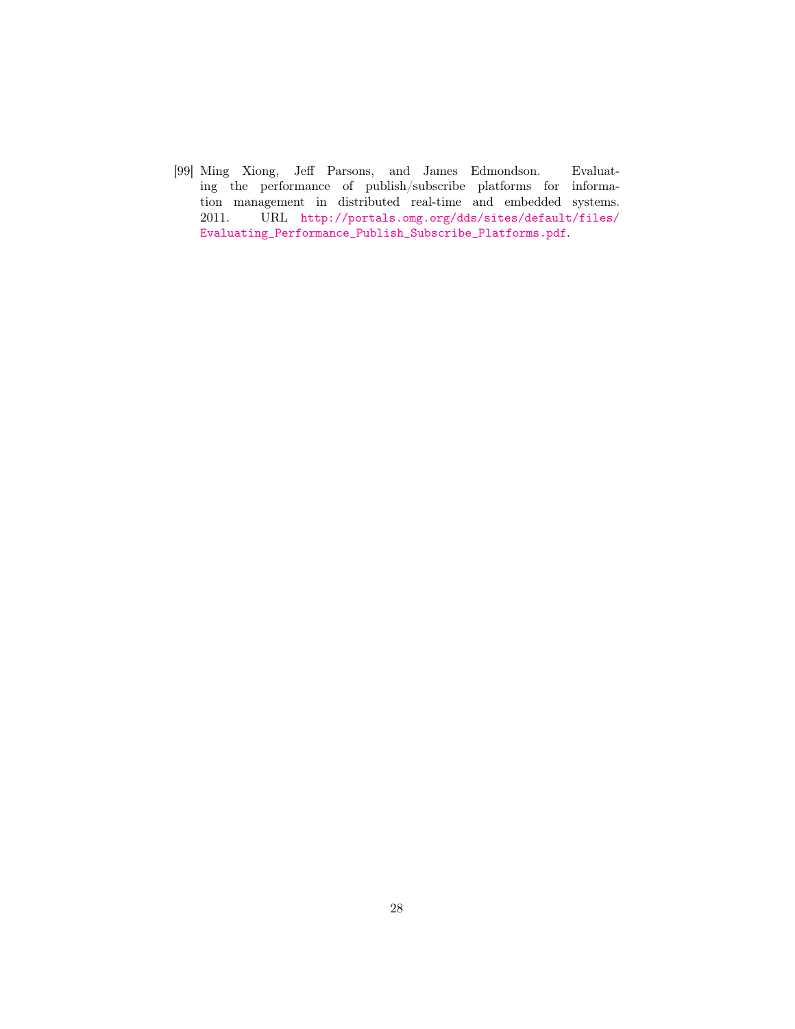[99] Ming Xiong, Jeff Parsons, and James Edmondson. Evaluating the performance of publish/subscribe platforms for information management in distributed real-time and embedded systems. 2011. URL http://portals.omg.org/dds/sites/default/files/Evaluating_Performance_Publish_Subscribe_Platforms.pdf.